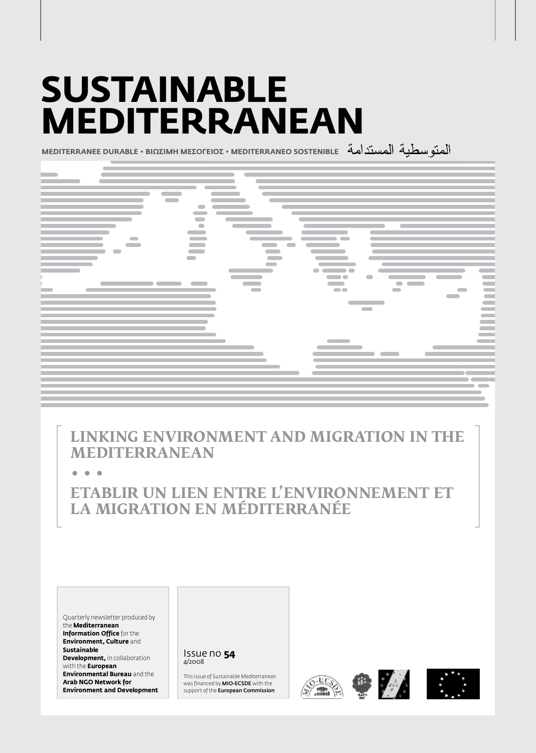# SUSTAINABLE MEDITERRANEAN

MEDITERRANEE DURABLE • ΒΙΩΣΙΜΗ ΜΕΣΟΓΕΙΟΣ • MEDITERRANEO SOSTENIBLE المتوسطية المستدامة

## LINKING ENVIRONMENT AND MIGRATION IN THE MEDITERRANEAN

• • •

## ETABLIR UN LIEN ENTRE L'ENVIRONNEMENT ET LA MIGRATION EN MÉDITERRANÉE

Quarterly newsletter produced by the **Mediterranean Information Office** for the **Environment, Culture** and **Sustainable Development,** in collaboration with the **European Environmental Bureau** and the **Arab NGO Network for Environment and Development**

Issue no **54**
4/2008

This issue of Sustainable Mediterranean was financed by **MIO-ECSDE** with the support of the **European Commission**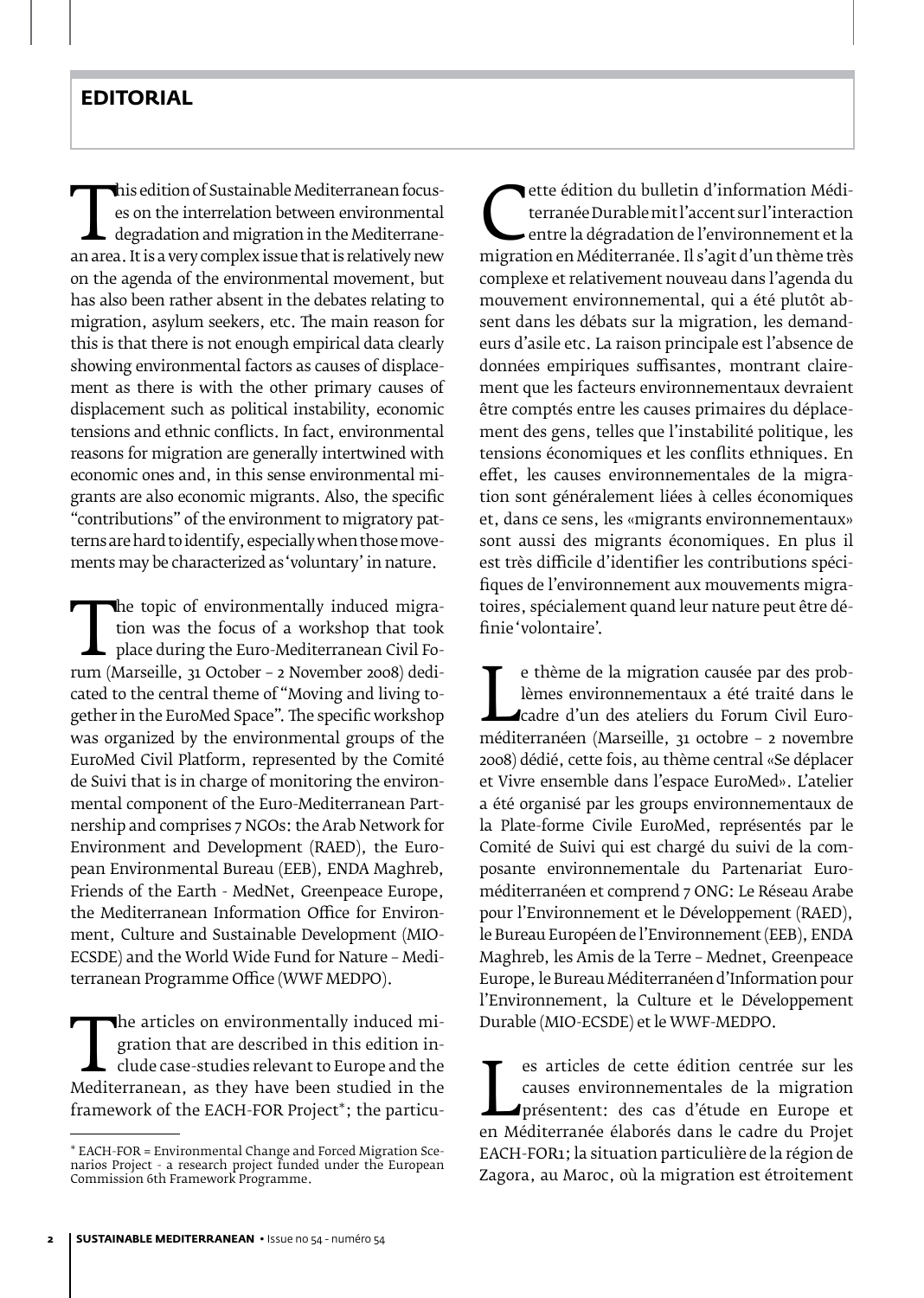## EDITORIAL

This edition of Sustainable Mediterranean focuses on the interrelation between environmental degradation and migration in the Mediterranean area. It is a very complex issue that is relatively new on the agenda of the environmental movement, but has also been rather absent in the debates relating to migration, asylum seekers, etc. The main reason for this is that there is not enough empirical data clearly showing environmental factors as causes of displacement as there is with the other primary causes of displacement such as political instability, economic tensions and ethnic conflicts. In fact, environmental reasons for migration are generally intertwined with economic ones and, in this sense environmental migrants are also economic migrants. Also, the specific "contributions" of the environment to migratory patterns are hard to identify, especially when those movements may be characterized as 'voluntary' in nature.

The topic of environmentally induced migration was the focus of a workshop that took place during the Euro-Mediterranean Civil Forum (Marseille, 31 October – 2 November 2008) dedicated to the central theme of "Moving and living together in the EuroMed Space". The specific workshop was organized by the environmental groups of the EuroMed Civil Platform, represented by the Comité de Suivi that is in charge of monitoring the environmental component of the Euro-Mediterranean Partnership and comprises 7 NGOs: the Arab Network for Environment and Development (RAED), the European Environmental Bureau (EEB), ENDA Maghreb, Friends of the Earth - MedNet, Greenpeace Europe, the Mediterranean Information Office for Environment, Culture and Sustainable Development (MIO-ECSDE) and the World Wide Fund for Nature – Mediterranean Programme Office (WWF MEDPO).

The articles on environmentally induced migration that are described in this edition include case-studies relevant to Europe and the Mediterranean, as they have been studied in the framework of the EACH-FOR Project*; the particu-

\* EACH-FOR = Environmental Change and Forced Migration Scenarios Project - a research project funded under the European Commission 6th Framework Programme.

Cette édition du bulletin d'information Méditerranée Durable mit l'accent sur l'interaction entre la dégradation de l'environnement et la migration en Méditerranée. Il s'agit d'un thème très complexe et relativement nouveau dans l'agenda du mouvement environnemental, qui a été plutôt absent dans les débats sur la migration, les demandeurs d'asile etc. La raison principale est l'absence de données empiriques suffisantes, montrant clairement que les facteurs environnementaux devraient être comptés entre les causes primaires du déplacement des gens, telles que l'instabilité politique, les tensions économiques et les conflits ethniques. En effet, les causes environnementales de la migration sont généralement liées à celles économiques et, dans ce sens, les «migrants environnementaux» sont aussi des migrants économiques. En plus il est très difficile d'identifier les contributions spécifiques de l'environnement aux mouvements migratoires, spécialement quand leur nature peut être définie 'volontaire'.

Le thème de la migration causée par des problèmes environnementaux a été traité dans le cadre d'un des ateliers du Forum Civil Euroméditerranéen (Marseille, 31 octobre – 2 novembre 2008) dédié, cette fois, au thème central «Se déplacer et Vivre ensemble dans l'espace EuroMed». L'atelier a été organisé par les groups environnementaux de la Plate-forme Civile EuroMed, représentés par le Comité de Suivi qui est chargé du suivi de la composante environnementale du Partenariat Euroméditerranéen et comprend 7 ONG: Le Réseau Arabe pour l'Environnement et le Développement (RAED), le Bureau Européen de l'Environnement (EEB), ENDA Maghreb, les Amis de la Terre – Mednet, Greenpeace Europe, le Bureau Méditerranéen d'Information pour l'Environnement, la Culture et le Développement Durable (MIO-ECSDE) et le WWF-MEDPO.

Les articles de cette édition centrée sur les causes environnementales de la migration présentent: des cas d'étude en Europe et en Méditerranée élaborés dans le cadre du Projet EACH-FOR1; la situation particulière de la région de Zagora, au Maroc, où la migration est étroitement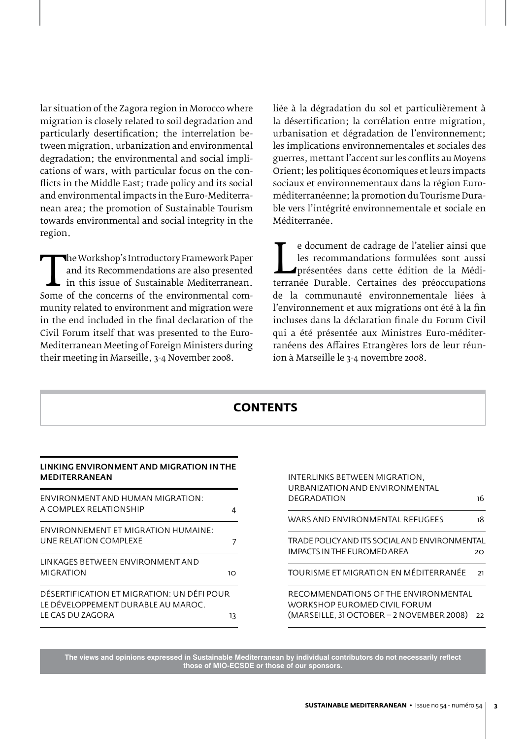lar situation of the Zagora region in Morocco where migration is closely related to soil degradation and particularly desertification; the interrelation between migration, urbanization and environmental degradation; the environmental and social implications of wars, with particular focus on the conflicts in the Middle East; trade policy and its social and environmental impacts in the Euro-Mediterranean area; the promotion of Sustainable Tourism towards environmental and social integrity in the region.

The Workshop's Introductory Framework Paper and its Recommendations are also presented in this issue of Sustainable Mediterranean. Some of the concerns of the environmental community related to environment and migration were in the end included in the final declaration of the Civil Forum itself that was presented to the Euro-Mediterranean Meeting of Foreign Ministers during their meeting in Marseille, 3-4 November 2008.

liée à la dégradation du sol et particulièrement à la désertification; la corrélation entre migration, urbanisation et dégradation de l'environnement; les implications environnementales et sociales des guerres, mettant l'accent sur les conflits au Moyens Orient; les politiques économiques et leurs impacts sociaux et environnementaux dans la région Euro-méditerranéenne; la promotion du Tourisme Durable vers l'intégrité environnementale et sociale en Méditerranée.

Le document de cadrage de l'atelier ainsi que les recommandations formulées sont aussi présentées dans cette édition de la Méditerranée Durable. Certaines des préoccupations de la communauté environnementale liées à l'environnement et aux migrations ont été à la fin incluses dans la déclaration finale du Forum Civil qui a été présentée aux Ministres Euro-méditerranéens des Affaires Etrangères lors de leur réunion à Marseille le 3-4 novembre 2008.

## CONTENTS

**LINKING ENVIRONMENT AND MIGRATION IN THE MEDITERRANEAN**

| | |
|---|---|
| ENVIRONMENT AND HUMAN MIGRATION: A COMPLEX RELATIONSHIP | 4 |
| ENVIRONNEMENT ET MIGRATION HUMAINE: UNE RELATION COMPLEXE | 7 |
| LINKAGES BETWEEN ENVIRONMENT AND MIGRATION | 10 |
| DÉSERTIFICATION ET MIGRATION: UN DÉFI POUR LE DÉVELOPPEMENT DURABLE AU MAROC. LE CAS DU ZAGORA | 13 |
| INTERLINKS BETWEEN MIGRATION, URBANIZATION AND ENVIRONMENTAL DEGRADATION | 16 |
| WARS AND ENVIRONMENTAL REFUGEES | 18 |
| TRADE POLICY AND ITS SOCIAL AND ENVIRONMENTAL IMPACTS IN THE EUROMED AREA | 20 |
| TOURISME ET MIGRATION EN MÉDITERRANÉE | 21 |
| RECOMMENDATIONS OF THE ENVIRONMENTAL WORKSHOP EUROMED CIVIL FORUM (MARSEILLE, 31 OCTOBER – 2 NOVEMBER 2008) | 22 |

**The views and opinions expressed in Sustainable Mediterranean by individual contributors do not necessarily reflect those of MIO-ECSDE or those of our sponsors.**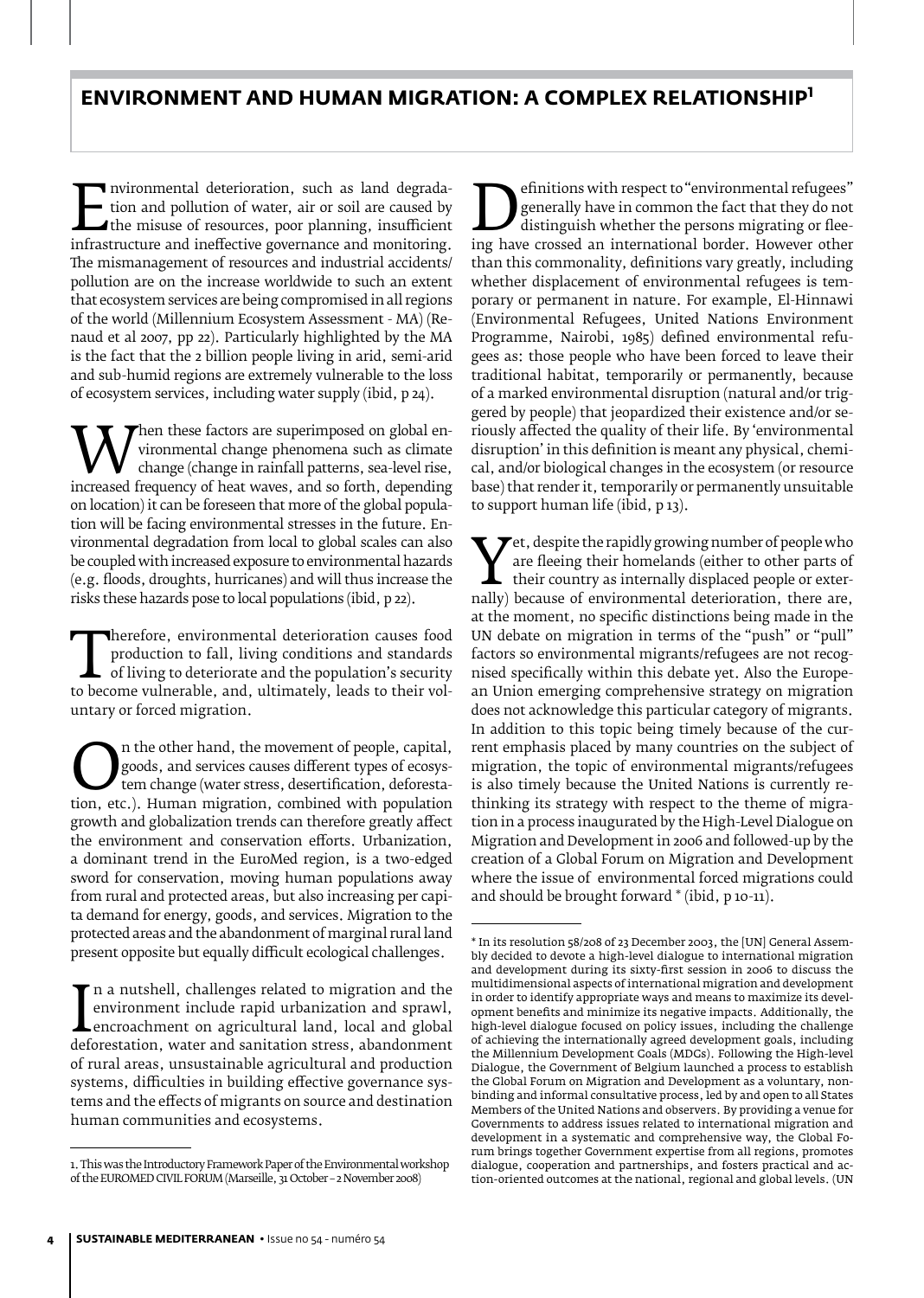# ENVIRONMENT AND HUMAN MIGRATION: A COMPLEX RELATIONSHIP[1]

Environmental deterioration, such as land degradation and pollution of water, air or soil are caused by the misuse of resources, poor planning, insufficient infrastructure and ineffective governance and monitoring. The mismanagement of resources and industrial accidents/ pollution are on the increase worldwide to such an extent that ecosystem services are being compromised in all regions of the world (Millennium Ecosystem Assessment - MA) (Renaud et al 2007, pp 22). Particularly highlighted by the MA is the fact that the 2 billion people living in arid, semi-arid and sub-humid regions are extremely vulnerable to the loss of ecosystem services, including water supply (ibid, p 24).

When these factors are superimposed on global environmental change phenomena such as climate change (change in rainfall patterns, sea-level rise, increased frequency of heat waves, and so forth, depending on location) it can be foreseen that more of the global population will be facing environmental stresses in the future. Environmental degradation from local to global scales can also be coupled with increased exposure to environmental hazards (e.g. floods, droughts, hurricanes) and will thus increase the risks these hazards pose to local populations (ibid, p 22).

Therefore, environmental deterioration causes food production to fall, living conditions and standards of living to deteriorate and the population's security to become vulnerable, and, ultimately, leads to their voluntary or forced migration.

On the other hand, the movement of people, capital, goods, and services causes different types of ecosystem change (water stress, desertification, deforestation, etc.). Human migration, combined with population growth and globalization trends can therefore greatly affect the environment and conservation efforts. Urbanization, a dominant trend in the EuroMed region, is a two-edged sword for conservation, moving human populations away from rural and protected areas, but also increasing per capita demand for energy, goods, and services. Migration to the protected areas and the abandonment of marginal rural land present opposite but equally difficult ecological challenges.

In a nutshell, challenges related to migration and the environment include rapid urbanization and sprawl, encroachment on agricultural land, local and global deforestation, water and sanitation stress, abandonment of rural areas, unsustainable agricultural and production systems, difficulties in building effective governance systems and the effects of migrants on source and destination human communities and ecosystems.

Definitions with respect to "environmental refugees" generally have in common the fact that they do not distinguish whether the persons migrating or fleeing have crossed an international border. However other than this commonality, definitions vary greatly, including whether displacement of environmental refugees is temporary or permanent in nature. For example, El-Hinnawi (Environmental Refugees, United Nations Environment Programme, Nairobi, 1985) defined environmental refugees as: those people who have been forced to leave their traditional habitat, temporarily or permanently, because of a marked environmental disruption (natural and/or triggered by people) that jeopardized their existence and/or seriously affected the quality of their life. By 'environmental disruption' in this definition is meant any physical, chemical, and/or biological changes in the ecosystem (or resource base) that render it, temporarily or permanently unsuitable to support human life (ibid, p 13).

Yet, despite the rapidly growing number of people who are fleeing their homelands (either to other parts of their country as internally displaced people or externally) because of environmental deterioration, there are, at the moment, no specific distinctions being made in the UN debate on migration in terms of the "push" or "pull" factors so environmental migrants/refugees are not recognised specifically within this debate yet. Also the European Union emerging comprehensive strategy on migration does not acknowledge this particular category of migrants. In addition to this topic being timely because of the current emphasis placed by many countries on the subject of migration, the topic of environmental migrants/refugees is also timely because the United Nations is currently rethinking its strategy with respect to the theme of migration in a process inaugurated by the High-Level Dialogue on Migration and Development in 2006 and followed-up by the creation of a Global Forum on Migration and Development where the issue of environmental forced migrations could and should be brought forward * (ibid, p 10-11).

---

1. This was the Introductory Framework Paper of the Environmental workshop of the EUROMED CIVIL FORUM (Marseille, 31 October – 2 November 2008)

\* In its resolution 58/208 of 23 December 2003, the [UN] General Assembly decided to devote a high-level dialogue to international migration and development during its sixty-first session in 2006 to discuss the multidimensional aspects of international migration and development in order to identify appropriate ways and means to maximize its development benefits and minimize its negative impacts. Additionally, the high-level dialogue focused on policy issues, including the challenge of achieving the internationally agreed development goals, including the Millennium Development Goals (MDGs). Following the High-level Dialogue, the Government of Belgium launched a process to establish the Global Forum on Migration and Development as a voluntary, non-binding and informal consultative process, led by and open to all States Members of the United Nations and observers. By providing a venue for Governments to address issues related to international migration and development in a systematic and comprehensive way, the Global Forum brings together Government expertise from all regions, promotes dialogue, cooperation and partnerships, and fosters practical and action-oriented outcomes at the national, regional and global levels. (UN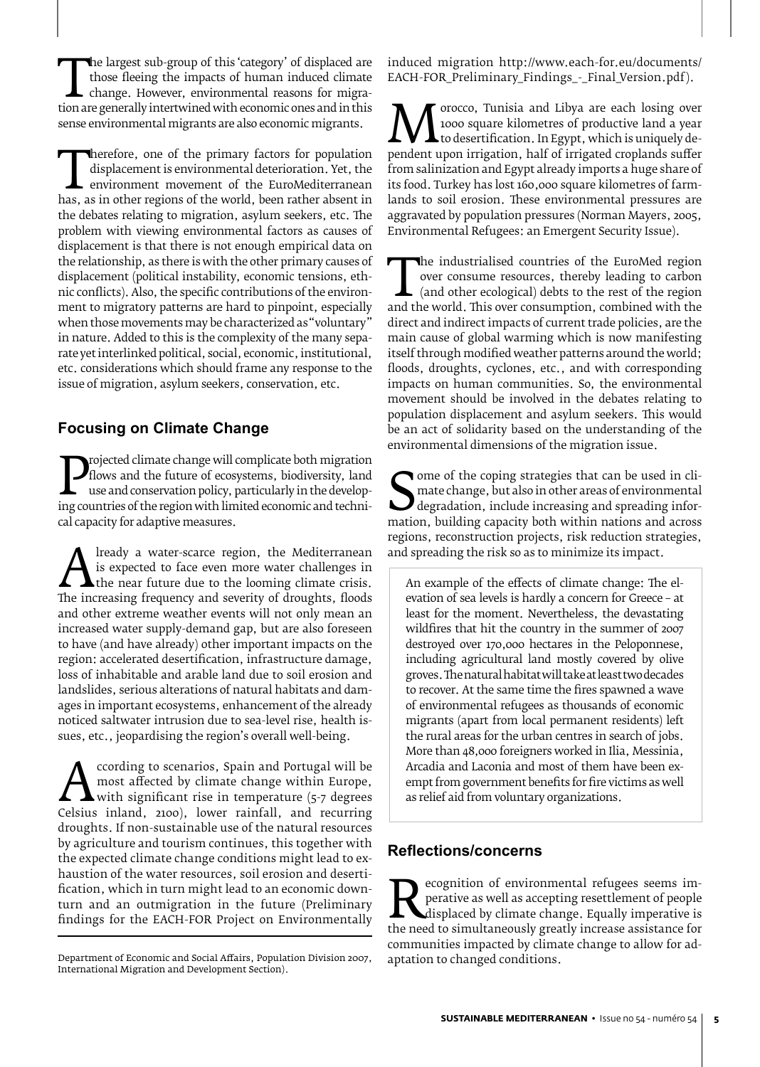The largest sub-group of this 'category' of displaced are those fleeing the impacts of human induced climate change. However, environmental reasons for migration are generally intertwined with economic ones and in this sense environmental migrants are also economic migrants.

Therefore, one of the primary factors for population displacement is environmental deterioration. Yet, the environment movement of the EuroMediterranean has, as in other regions of the world, been rather absent in the debates relating to migration, asylum seekers, etc. The problem with viewing environmental factors as causes of displacement is that there is not enough empirical data on the relationship, as there is with the other primary causes of displacement (political instability, economic tensions, ethnic conflicts). Also, the specific contributions of the environment to migratory patterns are hard to pinpoint, especially when those movements may be characterized as "voluntary" in nature. Added to this is the complexity of the many separate yet interlinked political, social, economic, institutional, etc. considerations which should frame any response to the issue of migration, asylum seekers, conservation, etc.

## Focusing on Climate Change

Projected climate change will complicate both migration flows and the future of ecosystems, biodiversity, land use and conservation policy, particularly in the developing countries of the region with limited economic and technical capacity for adaptive measures.

Already a water-scarce region, the Mediterranean is expected to face even more water challenges in the near future due to the looming climate crisis. The increasing frequency and severity of droughts, floods and other extreme weather events will not only mean an increased water supply-demand gap, but are also foreseen to have (and have already) other important impacts on the region: accelerated desertification, infrastructure damage, loss of inhabitable and arable land due to soil erosion and landslides, serious alterations of natural habitats and damages in important ecosystems, enhancement of the already noticed saltwater intrusion due to sea-level rise, health issues, etc., jeopardising the region's overall well-being.

According to scenarios, Spain and Portugal will be most affected by climate change within Europe, with significant rise in temperature (5-7 degrees Celsius inland, 2100), lower rainfall, and recurring droughts. If non-sustainable use of the natural resources by agriculture and tourism continues, this together with the expected climate change conditions might lead to exhaustion of the water resources, soil erosion and desertification, which in turn might lead to an economic downturn and an outmigration in the future (Preliminary findings for the EACH-FOR Project on Environmentally induced migration http://www.each-for.eu/documents/EACH-FOR_Preliminary_Findings_-_Final_Version.pdf).

Morocco, Tunisia and Libya are each losing over 1000 square kilometres of productive land a year to desertification. In Egypt, which is uniquely dependent upon irrigation, half of irrigated croplands suffer from salinization and Egypt already imports a huge share of its food. Turkey has lost 160,000 square kilometres of farmlands to soil erosion. These environmental pressures are aggravated by population pressures (Norman Mayers, 2005, Environmental Refugees: an Emergent Security Issue).

The industrialised countries of the EuroMed region over consume resources, thereby leading to carbon (and other ecological) debts to the rest of the region and the world. This over consumption, combined with the direct and indirect impacts of current trade policies, are the main cause of global warming which is now manifesting itself through modified weather patterns around the world; floods, droughts, cyclones, etc., and with corresponding impacts on human communities. So, the environmental movement should be involved in the debates relating to population displacement and asylum seekers. This would be an act of solidarity based on the understanding of the environmental dimensions of the migration issue.

Some of the coping strategies that can be used in climate change, but also in other areas of environmental degradation, include increasing and spreading information, building capacity both within nations and across regions, reconstruction projects, risk reduction strategies, and spreading the risk so as to minimize its impact.

An example of the effects of climate change: The elevation of sea levels is hardly a concern for Greece – at least for the moment. Nevertheless, the devastating wildfires that hit the country in the summer of 2007 destroyed over 170,000 hectares in the Peloponnese, including agricultural land mostly covered by olive groves. The natural habitat will take at least two decades to recover. At the same time the fires spawned a wave of environmental refugees as thousands of economic migrants (apart from local permanent residents) left the rural areas for the urban centres in search of jobs. More than 48,000 foreigners worked in Ilia, Messinia, Arcadia and Laconia and most of them have been exempt from government benefits for fire victims as well as relief aid from voluntary organizations.

## Reflections/concerns

Recognition of environmental refugees seems imperative as well as accepting resettlement of people displaced by climate change. Equally imperative is the need to simultaneously greatly increase assistance for communities impacted by climate change to allow for adaptation to changed conditions.

Department of Economic and Social Affairs, Population Division 2007, International Migration and Development Section).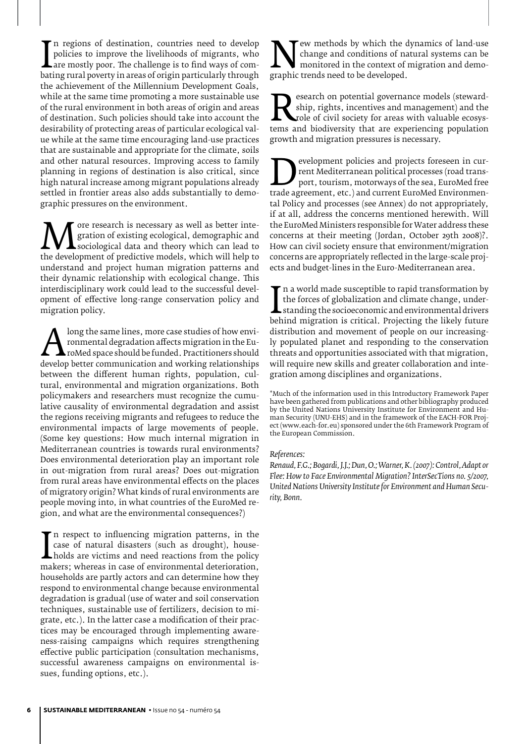In regions of destination, countries need to develop policies to improve the livelihoods of migrants, who are mostly poor. The challenge is to find ways of combating rural poverty in areas of origin particularly through the achievement of the Millennium Development Goals, while at the same time promoting a more sustainable use of the rural environment in both areas of origin and areas of destination. Such policies should take into account the desirability of protecting areas of particular ecological value while at the same time encouraging land-use practices that are sustainable and appropriate for the climate, soils and other natural resources. Improving access to family planning in regions of destination is also critical, since high natural increase among migrant populations already settled in frontier areas also adds substantially to demographic pressures on the environment.

More research is necessary as well as better integration of existing ecological, demographic and sociological data and theory which can lead to the development of predictive models, which will help to understand and project human migration patterns and their dynamic relationship with ecological change. This interdisciplinary work could lead to the successful development of effective long-range conservation policy and migration policy.

Along the same lines, more case studies of how environmental degradation affects migration in the EuroMed space should be funded. Practitioners should develop better communication and working relationships between the different human rights, population, cultural, environmental and migration organizations. Both policymakers and researchers must recognize the cumulative causality of environmental degradation and assist the regions receiving migrants and refugees to reduce the environmental impacts of large movements of people. (Some key questions: How much internal migration in Mediterranean countries is towards rural environments? Does environmental deterioration play an important role in out-migration from rural areas? Does out-migration from rural areas have environmental effects on the places of migratory origin? What kinds of rural environments are people moving into, in what countries of the EuroMed region, and what are the environmental consequences?)

In respect to influencing migration patterns, in the case of natural disasters (such as drought), households are victims and need reactions from the policy makers; whereas in case of environmental deterioration, households are partly actors and can determine how they respond to environmental change because environmental degradation is gradual (use of water and soil conservation techniques, sustainable use of fertilizers, decision to migrate, etc.). In the latter case a modification of their practices may be encouraged through implementing awareness-raising campaigns which requires strengthening effective public participation (consultation mechanisms, successful awareness campaigns on environmental issues, funding options, etc.).

New methods by which the dynamics of land-use change and conditions of natural systems can be monitored in the context of migration and demographic trends need to be developed.

Research on potential governance models (stewardship, rights, incentives and management) and the role of civil society for areas with valuable ecosystems and biodiversity that are experiencing population growth and migration pressures is necessary.

Development policies and projects foreseen in current Mediterranean political processes (road transport, tourism, motorways of the sea, EuroMed free trade agreement, etc.) and current EuroMed Environmental Policy and processes (see Annex) do not appropriately, if at all, address the concerns mentioned herewith. Will the EuroMed Ministers responsible for Water address these concerns at their meeting (Jordan, October 29th 2008)?. How can civil society ensure that environment/migration concerns are appropriately reflected in the large-scale projects and budget-lines in the Euro-Mediterranean area.

In a world made susceptible to rapid transformation by the forces of globalization and climate change, understanding the socioeconomic and environmental drivers behind migration is critical. Projecting the likely future distribution and movement of people on our increasingly populated planet and responding to the conservation threats and opportunities associated with that migration, will require new skills and greater collaboration and integration among disciplines and organizations.

*Much of the information used in this Introductory Framework Paper have been gathered from publications and other bibliography produced by the United Nations University Institute for Environment and Human Security (UNU-EHS) and in the framework of the EACH-FOR Project (www.each-for.eu) sponsored under the 6th Framework Program of the European Commission.

*References:*

*Renaud, F.G.; Bogardi, J.J.; Dun, O.; Warner, K. (2007): Control, Adapt or Flee: How to Face Environmental Migration? InterSecTions no. 5/2007, United Nations University Institute for Environment and Human Security, Bonn.*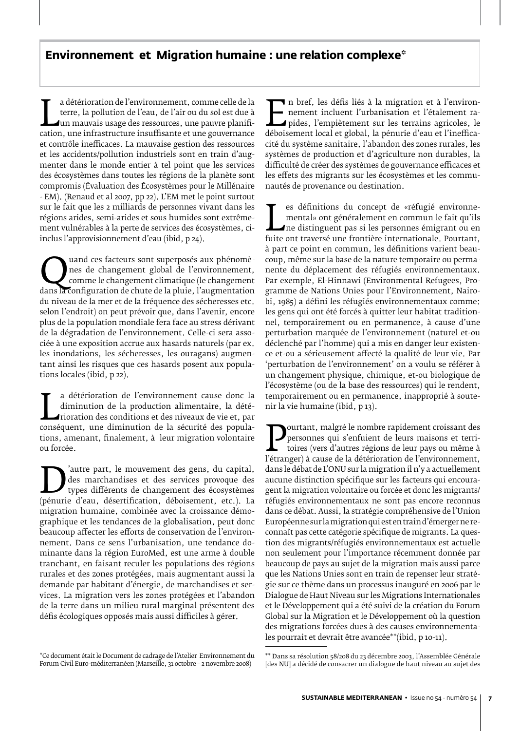## Environnement et Migration humaine : une relation complexe*

La détérioration de l'environnement, comme celle de la terre, la pollution de l'eau, de l'air ou du sol est due à un mauvais usage des ressources, une pauvre planification, une infrastructure insuffisante et une gouvernance et contrôle inefficaces. La mauvaise gestion des ressources et les accidents/pollution industriels sont en train d'augmenter dans le monde entier à tel point que les services des écosystèmes dans toutes les régions de la planète sont compromis (Évaluation des Écosystèmes pour le Millénaire - EM). (Renaud et al 2007, pp 22). L'EM met le point surtout sur le fait que les 2 milliards de personnes vivant dans les régions arides, semi-arides et sous humides sont extrêmement vulnérables à la perte de services des écosystèmes, ci-inclus l'approvisionnement d'eau (ibid, p 24).

Quand ces facteurs sont superposés aux phénomènes de changement global de l'environnement, comme le changement climatique (le changement dans la configuration de chute de la pluie, l'augmentation du niveau de la mer et de la fréquence des sécheresses etc. selon l'endroit) on peut prévoir que, dans l'avenir, encore plus de la population mondiale fera face au stress dérivant de la dégradation de l'environnement. Celle-ci sera associée à une exposition accrue aux hasards naturels (par ex. les inondations, les sécheresses, les ouragans) augmentant ainsi les risques que ces hasards posent aux populations locales (ibid, p 22).

La détérioration de l'environnement cause donc la diminution de la production alimentaire, la détérioration des conditions et des niveaux de vie et, par conséquent, une diminution de la sécurité des populations, amenant, finalement, à leur migration volontaire ou forcée.

D'autre part, le mouvement des gens, du capital, des marchandises et des services provoque des types différents de changement des écosystèmes (pénurie d'eau, désertification, déboisement, etc.). La migration humaine, combinée avec la croissance démographique et les tendances de la globalisation, peut donc beaucoup affecter les efforts de conservation de l'environnement. Dans ce sens l'urbanisation, une tendance dominante dans la région EuroMed, est une arme à double tranchant, en faisant reculer les populations des régions rurales et des zones protégées, mais augmentant aussi la demande par habitant d'énergie, de marchandises et services. La migration vers les zones protégées et l'abandon de la terre dans un milieu rural marginal présentent des défis écologiques opposés mais aussi difficiles à gérer.

En bref, les défis liés à la migration et à l'environnement incluent l'urbanisation et l'étalement rapides, l'empiètement sur les terrains agricoles, le déboisement local et global, la pénurie d'eau et l'inefficacité du système sanitaire, l'abandon des zones rurales, les systèmes de production et d'agriculture non durables, la difficulté de créer des systèmes de gouvernance efficaces et les effets des migrants sur les écosystèmes et les communautés de provenance ou destination.

Les définitions du concept de «réfugié environnemental» ont généralement en commun le fait qu'ils ne distinguent pas si les personnes émigrant ou en fuite ont traversé une frontière internationale. Pourtant, à part ce point en commun, les définitions varient beaucoup, même sur la base de la nature temporaire ou permanente du déplacement des réfugiés environnementaux. Par exemple, El-Hinnawi (Environmental Refugees, Programme de Nations Unies pour l'Environnement, Nairobi, 1985) a défini les réfugiés environnementaux comme: les gens qui ont été forcés à quitter leur habitat traditionnel, temporairement ou en permanence, à cause d'une perturbation marquée de l'environnement (naturel et-ou déclenché par l'homme) qui a mis en danger leur existence et-ou a sérieusement affecté la qualité de leur vie. Par 'perturbation de l'environnement' on a voulu se référer à un changement physique, chimique, et-ou biologique de l'écosystème (ou de la base des ressources) qui le rendent, temporairement ou en permanence, inapproprié à soutenir la vie humaine (ibid, p 13).

Pourtant, malgré le nombre rapidement croissant des personnes qui s'enfuient de leurs maisons et territoires (vers d'autres régions de leur pays ou même à l'étranger) à cause de la détérioration de l'environnement, dans le débat de L'ONU sur la migration il n'y a actuellement aucune distinction spécifique sur les facteurs qui encouragent la migration volontaire ou forcée et donc les migrants/réfugiés environnementaux ne sont pas encore reconnus dans ce débat. Aussi, la stratégie compréhensive de l'Union Européenne sur la migration qui est en train d'émerger ne reconnaît pas cette catégorie spécifique de migrants. La question des migrants/réfugiés environnementaux est actuelle non seulement pour l'importance récemment donnée par beaucoup de pays au sujet de la migration mais aussi parce que les Nations Unies sont en train de repenser leur stratégie sur ce thème dans un processus inauguré en 2006 par le Dialogue de Haut Niveau sur les Migrations Internationales et le Développement qui a été suivi de la création du Forum Global sur la Migration et le Développement où la question des migrations forcées dues à des causes environnementales pourrait et devrait être avancée**(ibid, p 10-11).

---

*Ce document était le Document de cadrage de l'Atelier Environnement du Forum Civil Euro-méditerranéen (Marseille, 31 octobre – 2 novembre 2008)

** Dans sa résolution 58/208 du 23 décembre 2003, l'Assemblée Générale [des NU] a décidé de consacrer un dialogue de haut niveau au sujet des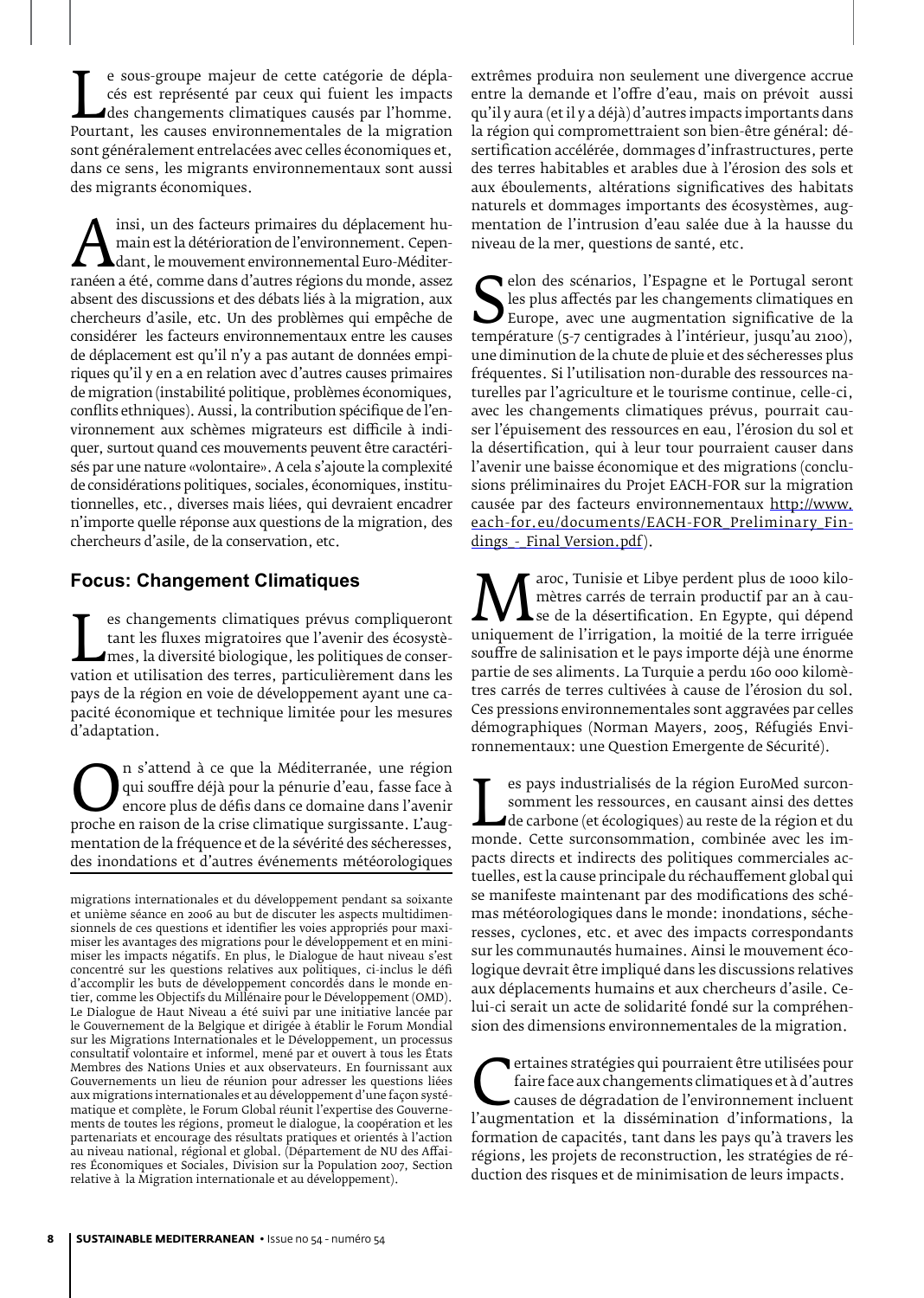Le sous-groupe majeur de cette catégorie de déplacés est représenté par ceux qui fuient les impacts des changements climatiques causés par l'homme. Pourtant, les causes environnementales de la migration sont généralement entrelacées avec celles économiques et, dans ce sens, les migrants environnementaux sont aussi des migrants économiques.

Ainsi, un des facteurs primaires du déplacement humain est la détérioration de l'environnement. Cependant, le mouvement environnemental Euro-Méditerranéen a été, comme dans d'autres régions du monde, assez absent des discussions et des débats liés à la migration, aux chercheurs d'asile, etc. Un des problèmes qui empêche de considérer les facteurs environnementaux entre les causes de déplacement est qu'il n'y a pas autant de données empiriques qu'il y en a en relation avec d'autres causes primaires de migration (instabilité politique, problèmes économiques, conflits ethniques). Aussi, la contribution spécifique de l'environnement aux schèmes migrateurs est difficile à indiquer, surtout quand ces mouvements peuvent être caractérisés par une nature «volontaire». A cela s'ajoute la complexité de considérations politiques, sociales, économiques, institutionnelles, etc., diverses mais liées, qui devraient encadrer n'importe quelle réponse aux questions de la migration, des chercheurs d'asile, de la conservation, etc.

## Focus: Changement Climatiques

Les changements climatiques prévus compliqueront tant les fluxes migratoires que l'avenir des écosystèmes, la diversité biologique, les politiques de conservation et utilisation des terres, particulièrement dans les pays de la région en voie de développement ayant une capacité économique et technique limitée pour les mesures d'adaptation.

On s'attend à ce que la Méditerranée, une région qui souffre déjà pour la pénurie d'eau, fasse face à encore plus de défis dans ce domaine dans l'avenir proche en raison de la crise climatique surgissante. L'augmentation de la fréquence et de la sévérité des sécheresses, des inondations et d'autres événements météorologiques extrêmes produira non seulement une divergence accrue entre la demande et l'offre d'eau, mais on prévoit aussi qu'il y aura (et il y a déjà) d'autres impacts importants dans la région qui compromettraient son bien-être général: désertification accélérée, dommages d'infrastructures, perte des terres habitables et arables due à l'érosion des sols et aux éboulements, altérations significatives des habitats naturels et dommages importants des écosystèmes, augmentation de l'intrusion d'eau salée due à la hausse du niveau de la mer, questions de santé, etc.

Selon des scénarios, l'Espagne et le Portugal seront les plus affectés par les changements climatiques en Europe, avec une augmentation significative de la température (5-7 centigrades à l'intérieur, jusqu'au 2100), une diminution de la chute de pluie et des sécheresses plus fréquentes. Si l'utilisation non-durable des ressources naturelles par l'agriculture et le tourisme continue, celle-ci, avec les changements climatiques prévus, pourrait causer l'épuisement des ressources en eau, l'érosion du sol et la désertification, qui à leur tour pourraient causer dans l'avenir une baisse économique et des migrations (conclusions préliminaires du Projet EACH-FOR sur la migration causée par des facteurs environnementaux http://www.each-for.eu/documents/EACH-FOR_Preliminary_Findings_-_Final Version.pdf).

Maroc, Tunisie et Libye perdent plus de 1000 kilomètres carrés de terrain productif par an à cause de la désertification. En Egypte, qui dépend uniquement de l'irrigation, la moitié de la terre irriguée souffre de salinisation et le pays importe déjà une énorme partie de ses aliments. La Turquie a perdu 160 000 kilomètres carrés de terres cultivées à cause de l'érosion du sol. Ces pressions environnementales sont aggravées par celles démographiques (Norman Mayers, 2005, Réfugiés Environnementaux: une Question Emergente de Sécurité).

Les pays industrialisés de la région EuroMed surconsomment les ressources, en causant ainsi des dettes de carbone (et écologiques) au reste de la région et du monde. Cette surconsommation, combinée avec les impacts directs et indirects des politiques commerciales actuelles, est la cause principale du réchauffement global qui se manifeste maintenant par des modifications des schémas météorologiques dans le monde: inondations, sécheresses, cyclones, etc. et avec des impacts correspondants sur les communautés humaines. Ainsi le mouvement écologique devrait être impliqué dans les discussions relatives aux déplacements humains et aux chercheurs d'asile. Celui-ci serait un acte de solidarité fondé sur la compréhension des dimensions environnementales de la migration.

Certaines stratégies qui pourraient être utilisées pour faire face aux changements climatiques et à d'autres causes de dégradation de l'environnement incluent l'augmentation et la dissémination d'informations, la formation de capacités, tant dans les pays qu'à travers les régions, les projets de reconstruction, les stratégies de réduction des risques et de minimisation de leurs impacts.

---

migrations internationales et du développement pendant sa soixante et unième séance en 2006 au but de discuter les aspects multidimensionnels de ces questions et identifier les voies appropriés pour maximiser les avantages des migrations pour le développement et en minimiser les impacts négatifs. En plus, le Dialogue de haut niveau s'est concentré sur les questions relatives aux politiques, ci-inclus le défi d'accomplir les buts de développement concordés dans le monde entier, comme les Objectifs du Millénaire pour le Développement (OMD). Le Dialogue de Haut Niveau a été suivi par une initiative lancée par le Gouvernement de la Belgique et dirigée à établir le Forum Mondial sur les Migrations Internationales et le Développement, un processus consultatif volontaire et informel, mené par et ouvert à tous les États Membres des Nations Unies et aux observateurs. En fournissant aux Gouvernements un lieu de réunion pour adresser les questions liées aux migrations internationales et au développement d'une façon systématique et complète, le Forum Global réunit l'expertise des Gouvernements de toutes les régions, promeut le dialogue, la coopération et les partenariats et encourage des résultats pratiques et orientés à l'action au niveau national, régional et global. (Département de NU des Affaires Économiques et Sociales, Division sur la Population 2007, Section relative à la Migration internationale et au développement).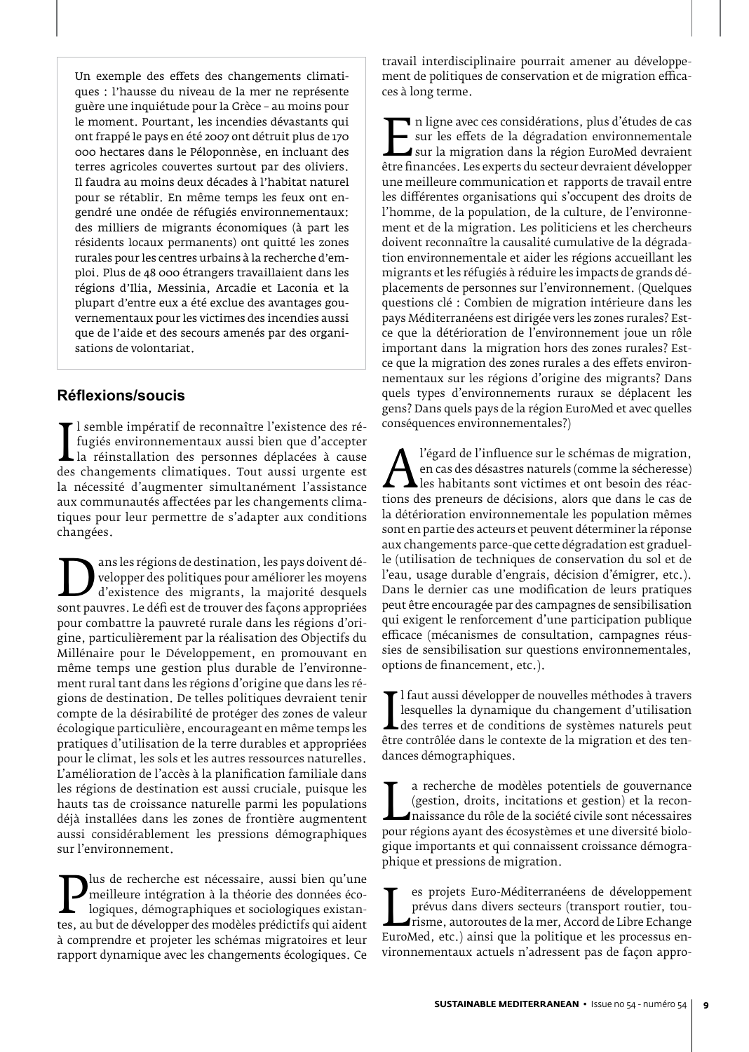Un exemple des effets des changements climatiques : l'hausse du niveau de la mer ne représente guère une inquiétude pour la Grèce – au moins pour le moment. Pourtant, les incendies dévastants qui ont frappé le pays en été 2007 ont détruit plus de 170 000 hectares dans le Péloponnèse, en incluant des terres agricoles couvertes surtout par des oliviers. Il faudra au moins deux décades à l'habitat naturel pour se rétablir. En même temps les feux ont engendré une ondée de réfugiés environnementaux: des milliers de migrants économiques (à part les résidents locaux permanents) ont quitté les zones rurales pour les centres urbains à la recherche d'emploi. Plus de 48 000 étrangers travaillaient dans les régions d'Ilia, Messinia, Arcadie et Laconia et la plupart d'entre eux a été exclue des avantages gouvernementaux pour les victimes des incendies aussi que de l'aide et des secours amenés par des organisations de volontariat.

## Réflexions/soucis

Il semble impératif de reconnaître l'existence des réfugiés environnementaux aussi bien que d'accepter la réinstallation des personnes déplacées à cause des changements climatiques. Tout aussi urgente est la nécessité d'augmenter simultanément l'assistance aux communautés affectées par les changements climatiques pour leur permettre de s'adapter aux conditions changées.

Dans les régions de destination, les pays doivent développer des politiques pour améliorer les moyens d'existence des migrants, la majorité desquels sont pauvres. Le défi est de trouver des façons appropriées pour combattre la pauvreté rurale dans les régions d'origine, particulièrement par la réalisation des Objectifs du Millénaire pour le Développement, en promouvant en même temps une gestion plus durable de l'environnement rural tant dans les régions d'origine que dans les régions de destination. De telles politiques devraient tenir compte de la désirabilité de protéger des zones de valeur écologique particulière, encourageant en même temps les pratiques d'utilisation de la terre durables et appropriées pour le climat, les sols et les autres ressources naturelles. L'amélioration de l'accès à la planification familiale dans les régions de destination est aussi cruciale, puisque les hauts tas de croissance naturelle parmi les populations déjà installées dans les zones de frontière augmentent aussi considérablement les pressions démographiques sur l'environnement.

Plus de recherche est nécessaire, aussi bien qu'une meilleure intégration à la théorie des données écologiques, démographiques et sociologiques existantes, au but de développer des modèles prédictifs qui aident à comprendre et projeter les schémas migratoires et leur rapport dynamique avec les changements écologiques. Ce travail interdisciplinaire pourrait amener au développement de politiques de conservation et de migration efficaces à long terme.

En ligne avec ces considérations, plus d'études de cas sur les effets de la dégradation environnementale sur la migration dans la région EuroMed devraient être financées. Les experts du secteur devraient développer une meilleure communication et rapports de travail entre les différentes organisations qui s'occupent des droits de l'homme, de la population, de la culture, de l'environnement et de la migration. Les politiciens et les chercheurs doivent reconnaître la causalité cumulative de la dégradation environnementale et aider les régions accueillant les migrants et les réfugiés à réduire les impacts de grands déplacements de personnes sur l'environnement. (Quelques questions clé : Combien de migration intérieure dans les pays Méditerranéens est dirigée vers les zones rurales? Est-ce que la détérioration de l'environnement joue un rôle important dans la migration hors des zones rurales? Est-ce que la migration des zones rurales a des effets environnementaux sur les régions d'origine des migrants? Dans quels types d'environnements ruraux se déplacent les gens? Dans quels pays de la région EuroMed et avec quelles conséquences environnementales?)

A l'égard de l'influence sur le schémas de migration, en cas des désastres naturels (comme la sécheresse) les habitants sont victimes et ont besoin des réactions des preneurs de décisions, alors que dans le cas de la détérioration environnementale les population mêmes sont en partie des acteurs et peuvent déterminer la réponse aux changements parce-que cette dégradation est graduelle (utilisation de techniques de conservation du sol et de l'eau, usage durable d'engrais, décision d'émigrer, etc.). Dans le dernier cas une modification de leurs pratiques peut être encouragée par des campagnes de sensibilisation qui exigent le renforcement d'une participation publique efficace (mécanismes de consultation, campagnes réussies de sensibilisation sur questions environnementales, options de financement, etc.).

Il faut aussi développer de nouvelles méthodes à travers lesquelles la dynamique du changement d'utilisation des terres et de conditions de systèmes naturels peut être contrôlée dans le contexte de la migration et des tendances démographiques.

La recherche de modèles potentiels de gouvernance (gestion, droits, incitations et gestion) et la reconnaissance du rôle de la société civile sont nécessaires pour régions ayant des écosystèmes et une diversité biologique importants et qui connaissent croissance démographique et pressions de migration.

Les projets Euro-Méditerranéens de développement prévus dans divers secteurs (transport routier, tourisme, autoroutes de la mer, Accord de Libre Echange EuroMed, etc.) ainsi que la politique et les processus environnementaux actuels n'adressent pas de façon appro-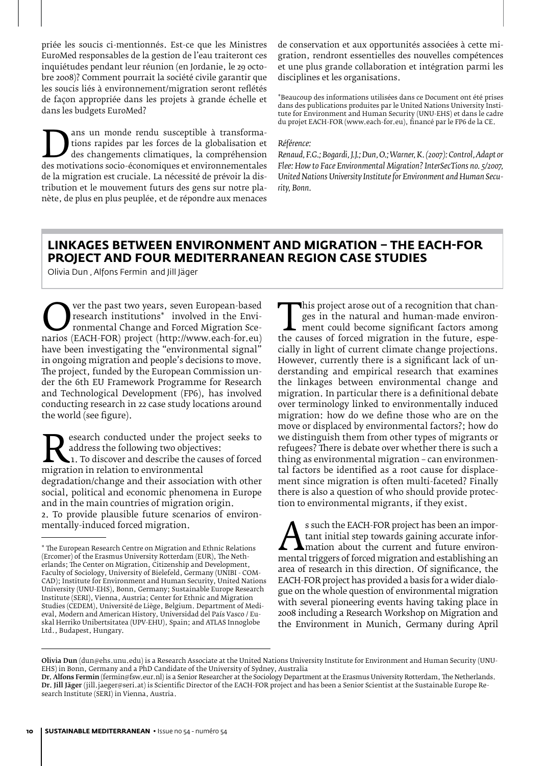priée les soucis ci-mentionnés. Est-ce que les Ministres EuroMed responsables de la gestion de l'eau traiteront ces inquiétudes pendant leur réunion (en Jordanie, le 29 octobre 2008)? Comment pourrait la société civile garantir que les soucis liés à environnement/migration seront reflétés de façon appropriée dans les projets à grande échelle et dans les budgets EuroMed?

Dans un monde rendu susceptible à transformations rapides par les forces de la globalisation et des changements climatiques, la compréhension des motivations socio-économiques et environnementales de la migration est cruciale. La nécessité de prévoir la distribution et le mouvement futurs des gens sur notre planète, de plus en plus peuplée, et de répondre aux menaces de conservation et aux opportunités associées à cette migration, rendront essentielles des nouvelles compétences et une plus grande collaboration et intégration parmi les disciplines et les organisations.

*Beaucoup des informations utilisées dans ce Document ont été prises dans des publications produites par le United Nations University Institute for Environment and Human Security (UNU-EHS) et dans le cadre du projet EACH-FOR (www.each-for.eu), financé par le FP6 de la CE.

*Référence:*

*Renaud, F.G.; Bogardi, J.J.; Dun, O.; Warner, K. (2007): Control, Adapt or Flee: How to Face Environmental Migration? InterSecTions no. 5/2007, United Nations University Institute for Environment and Human Security, Bonn.*

## LINKAGES BETWEEN ENVIRONMENT AND MIGRATION – THE EACH-FOR PROJECT AND FOUR MEDITERRANEAN REGION CASE STUDIES

Olivia Dun , Alfons Fermin and Jill Jäger

Over the past two years, seven European-based research institutions* involved in the Environmental Change and Forced Migration Scenarios (EACH-FOR) project (http://www.each-for.eu) have been investigating the "environmental signal" in ongoing migration and people's decisions to move. The project, funded by the European Commission under the 6th EU Framework Programme for Research and Technological Development (FP6), has involved conducting research in 22 case study locations around the world (see figure).

Research conducted under the project seeks to address the following two objectives:
1. To discover and describe the causes of forced migration in relation to environmental degradation/change and their association with other social, political and economic phenomena in Europe and in the main countries of migration origin.
2. To provide plausible future scenarios of environmentally-induced forced migration.

This project arose out of a recognition that changes in the natural and human-made environment could become significant factors among the causes of forced migration in the future, especially in light of current climate change projections. However, currently there is a significant lack of understanding and empirical research that examines the linkages between environmental change and migration. In particular there is a definitional debate over terminology linked to environmentally induced migration: how do we define those who are on the move or displaced by environmental factors?; how do we distinguish them from other types of migrants or refugees? There is debate over whether there is such a thing as environmental migration – can environmental factors be identified as a root cause for displacement since migration is often multi-faceted? Finally there is also a question of who should provide protection to environmental migrants, if they exist.

As such the EACH-FOR project has been an important initial step towards gaining accurate information about the current and future environmental triggers of forced migration and establishing an area of research in this direction. Of significance, the EACH-FOR project has provided a basis for a wider dialogue on the whole question of environmental migration with several pioneering events having taking place in 2008 including a Research Workshop on Migration and the Environment in Munich, Germany during April

* The European Research Centre on Migration and Ethnic Relations (Ercomer) of the Erasmus University Rotterdam (EUR), The Netherlands; The Center on Migration, Citizenship and Development, Faculty of Sociology, University of Bielefeld, Germany (UNIBI - COMCAD); Institute for Environment and Human Security, United Nations University (UNU-EHS), Bonn, Germany; Sustainable Europe Research Institute (SERI), Vienna, Austria; Center for Ethnic and Migration Studies (CEDEM), Université de Liège, Belgium. Department of Medieval, Modern and American History, Universidad del País Vasco / Euskal Herriko Unibertsitatea (UPV-EHU), Spain; and ATLAS Innoglobe Ltd., Budapest, Hungary.

**Olivia Dun** (dun@ehs.unu.edu) is a Research Associate at the United Nations University Institute for Environment and Human Security (UNU-EHS) in Bonn, Germany and a PhD Candidate of the University of Sydney, Australia
**Dr. Alfons Fermin** (fermin@fsw.eur.nl) is a Senior Researcher at the Sociology Department at the Erasmus University Rotterdam, The Netherlands.
**Dr. Jill Jäger** (jill.jaeger@seri.at) is Scientific Director of the EACH-FOR project and has been a Senior Scientist at the Sustainable Europe Research Institute (SERI) in Vienna, Austria.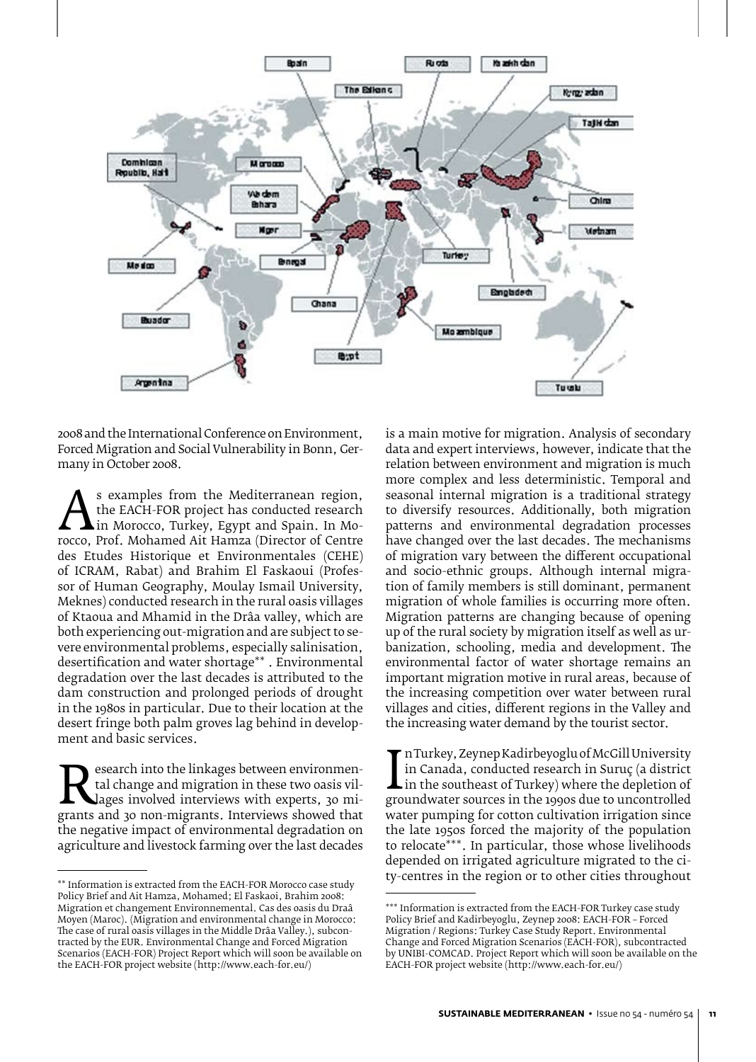2008 and the International Conference on Environment, Forced Migration and Social Vulnerability in Bonn, Germany in October 2008.

As examples from the Mediterranean region, the EACH-FOR project has conducted research in Morocco, Turkey, Egypt and Spain. In Morocco, Prof. Mohamed Ait Hamza (Director of Centre des Etudes Historique et Environmentales (CEHE) of ICRAM, Rabat) and Brahim El Faskaoui (Professor of Human Geography, Moulay Ismail University, Meknes) conducted research in the rural oasis villages of Ktaoua and Mhamid in the Drâa valley, which are both experiencing out-migration and are subject to severe environmental problems, especially salinisation, desertification and water shortage**. Environmental degradation over the last decades is attributed to the dam construction and prolonged periods of drought in the 1980s in particular. Due to their location at the desert fringe both palm groves lag behind in development and basic services.

Research into the linkages between environmental change and migration in these two oasis villages involved interviews with experts, 30 migrants and 30 non-migrants. Interviews showed that the negative impact of environmental degradation on agriculture and livestock farming over the last decades is a main motive for migration. Analysis of secondary data and expert interviews, however, indicate that the relation between environment and migration is much more complex and less deterministic. Temporal and seasonal internal migration is a traditional strategy to diversify resources. Additionally, both migration patterns and environmental degradation processes have changed over the last decades. The mechanisms of migration vary between the different occupational and socio-ethnic groups. Although internal migration of family members is still dominant, permanent migration of whole families is occurring more often. Migration patterns are changing because of opening up of the rural society by migration itself as well as urbanization, schooling, media and development. The environmental factor of water shortage remains an important migration motive in rural areas, because of the increasing competition over water between rural villages and cities, different regions in the Valley and the increasing water demand by the tourist sector.

In Turkey, Zeynep Kadirbeyoglu of McGill University in Canada, conducted research in Suruç (a district in the southeast of Turkey) where the depletion of groundwater sources in the 1990s due to uncontrolled water pumping for cotton cultivation irrigation since the late 1950s forced the majority of the population to relocate***. In particular, those whose livelihoods depended on irrigated agriculture migrated to the city-centres in the region or to other cities throughout

---

** Information is extracted from the EACH-FOR Morocco case study Policy Brief and Ait Hamza, Mohamed; El Faskaoi, Brahim 2008: Migration et changement Environnemental. Cas des oasis du Draâ Moyen (Maroc). (Migration and environmental change in Morocco: The case of rural oasis villages in the Middle Drâa Valley.), subcontracted by the EUR. Environmental Change and Forced Migration Scenarios (EACH-FOR) Project Report which will soon be available on the EACH-FOR project website (http://www.each-for.eu/)

*** Information is extracted from the EACH-FOR Turkey case study Policy Brief and Kadirbeyoglu, Zeynep 2008: EACH-FOR – Forced Migration / Regions: Turkey Case Study Report. Environmental Change and Forced Migration Scenarios (EACH-FOR), subcontracted by UNIBI-COMCAD. Project Report which will soon be available on the EACH-FOR project website (http://www.each-for.eu/)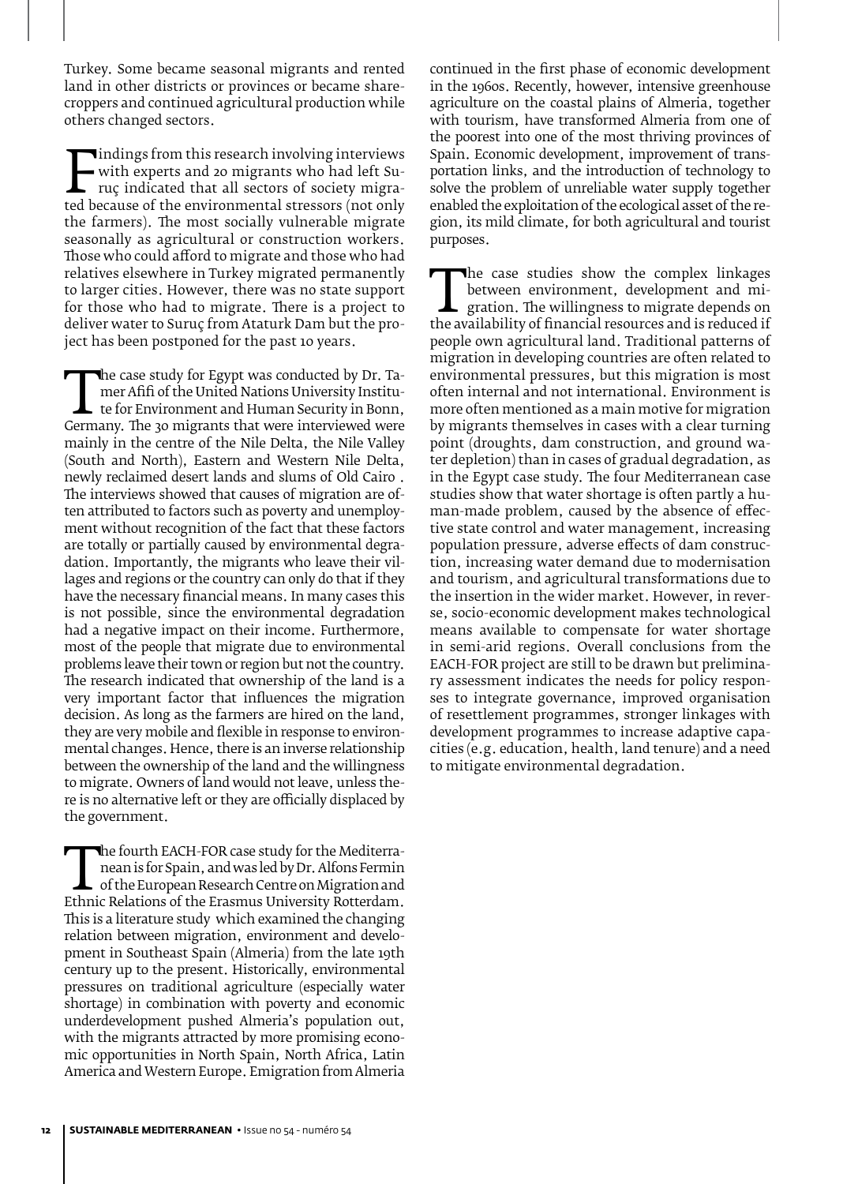Turkey. Some became seasonal migrants and rented land in other districts or provinces or became sharecroppers and continued agricultural production while others changed sectors.

Findings from this research involving interviews with experts and 20 migrants who had left Suruç indicated that all sectors of society migrated because of the environmental stressors (not only the farmers). The most socially vulnerable migrate seasonally as agricultural or construction workers. Those who could afford to migrate and those who had relatives elsewhere in Turkey migrated permanently to larger cities. However, there was no state support for those who had to migrate. There is a project to deliver water to Suruç from Ataturk Dam but the project has been postponed for the past 10 years.

The case study for Egypt was conducted by Dr. Tamer Afifi of the United Nations University Institute for Environment and Human Security in Bonn, Germany. The 30 migrants that were interviewed were mainly in the centre of the Nile Delta, the Nile Valley (South and North), Eastern and Western Nile Delta, newly reclaimed desert lands and slums of Old Cairo . The interviews showed that causes of migration are often attributed to factors such as poverty and unemployment without recognition of the fact that these factors are totally or partially caused by environmental degradation. Importantly, the migrants who leave their villages and regions or the country can only do that if they have the necessary financial means. In many cases this is not possible, since the environmental degradation had a negative impact on their income. Furthermore, most of the people that migrate due to environmental problems leave their town or region but not the country. The research indicated that ownership of the land is a very important factor that influences the migration decision. As long as the farmers are hired on the land, they are very mobile and flexible in response to environmental changes. Hence, there is an inverse relationship between the ownership of the land and the willingness to migrate. Owners of land would not leave, unless there is no alternative left or they are officially displaced by the government.

The fourth EACH-FOR case study for the Mediterranean is for Spain, and was led by Dr. Alfons Fermin of the European Research Centre on Migration and Ethnic Relations of the Erasmus University Rotterdam. This is a literature study which examined the changing relation between migration, environment and development in Southeast Spain (Almeria) from the late 19th century up to the present. Historically, environmental pressures on traditional agriculture (especially water shortage) in combination with poverty and economic underdevelopment pushed Almeria's population out, with the migrants attracted by more promising economic opportunities in North Spain, North Africa, Latin America and Western Europe. Emigration from Almeria continued in the first phase of economic development in the 1960s. Recently, however, intensive greenhouse agriculture on the coastal plains of Almeria, together with tourism, have transformed Almeria from one of the poorest into one of the most thriving provinces of Spain. Economic development, improvement of transportation links, and the introduction of technology to solve the problem of unreliable water supply together enabled the exploitation of the ecological asset of the region, its mild climate, for both agricultural and tourist purposes.

The case studies show the complex linkages between environment, development and migration. The willingness to migrate depends on the availability of financial resources and is reduced if people own agricultural land. Traditional patterns of migration in developing countries are often related to environmental pressures, but this migration is most often internal and not international. Environment is more often mentioned as a main motive for migration by migrants themselves in cases with a clear turning point (droughts, dam construction, and ground water depletion) than in cases of gradual degradation, as in the Egypt case study. The four Mediterranean case studies show that water shortage is often partly a human-made problem, caused by the absence of effective state control and water management, increasing population pressure, adverse effects of dam construction, increasing water demand due to modernisation and tourism, and agricultural transformations due to the insertion in the wider market. However, in reverse, socio-economic development makes technological means available to compensate for water shortage in semi-arid regions. Overall conclusions from the EACH-FOR project are still to be drawn but preliminary assessment indicates the needs for policy responses to integrate governance, improved organisation of resettlement programmes, stronger linkages with development programmes to increase adaptive capacities (e.g. education, health, land tenure) and a need to mitigate environmental degradation.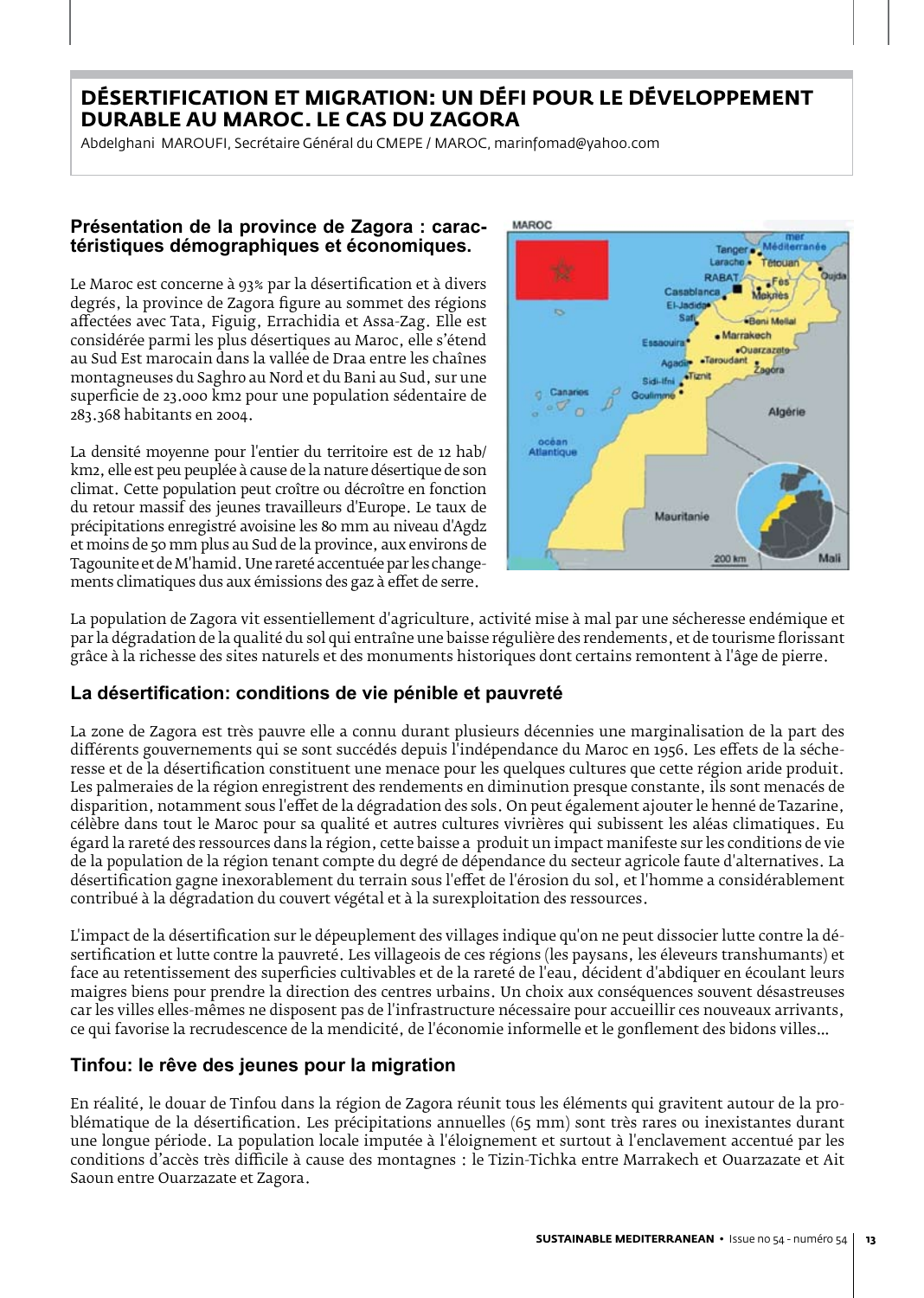# DÉSERTIFICATION ET MIGRATION: UN DÉFI POUR LE DÉVELOPPEMENT DURABLE AU MAROC. LE CAS DU ZAGORA

Abdelghani MAROUFI, Secrétaire Général du CMEPE / MAROC, marinfomad@yahoo.com

## Présentation de la province de Zagora : caractéristiques démographiques et économiques.

Le Maroc est concerne à 93% par la désertification et à divers degrés, la province de Zagora figure au sommet des régions affectées avec Tata, Figuig, Errachidia et Assa-Zag. Elle est considérée parmi les plus désertiques au Maroc, elle s'étend au Sud Est marocain dans la vallée de Draa entre les chaînes montagneuses du Saghro au Nord et du Bani au Sud, sur une superficie de 23.000 km2 pour une population sédentaire de 283.368 habitants en 2004.

La densité moyenne pour l'entier du territoire est de 12 hab/km2, elle est peu peuplée à cause de la nature désertique de son climat. Cette population peut croître ou décroître en fonction du retour massif des jeunes travailleurs d'Europe. Le taux de précipitations enregistré avoisine les 80 mm au niveau d'Agdz et moins de 50 mm plus au Sud de la province, aux environs de Tagounite et de M'hamid. Une rareté accentuée par les changements climatiques dus aux émissions des gaz à effet de serre.

La population de Zagora vit essentiellement d'agriculture, activité mise à mal par une sécheresse endémique et par la dégradation de la qualité du sol qui entraîne une baisse régulière des rendements, et de tourisme florissant grâce à la richesse des sites naturels et des monuments historiques dont certains remontent à l'âge de pierre.

## La désertification: conditions de vie pénible et pauvreté

La zone de Zagora est très pauvre elle a connu durant plusieurs décennies une marginalisation de la part des différents gouvernements qui se sont succédés depuis l'indépendance du Maroc en 1956. Les effets de la sécheresse et de la désertification constituent une menace pour les quelques cultures que cette région aride produit. Les palmeraies de la région enregistrent des rendements en diminution presque constante, ils sont menacés de disparition, notamment sous l'effet de la dégradation des sols. On peut également ajouter le henné de Tazarine, célèbre dans tout le Maroc pour sa qualité et autres cultures vivrières qui subissent les aléas climatiques. Eu égard la rareté des ressources dans la région, cette baisse a produit un impact manifeste sur les conditions de vie de la population de la région tenant compte du degré de dépendance du secteur agricole faute d'alternatives. La désertification gagne inexorablement du terrain sous l'effet de l'érosion du sol, et l'homme a considérablement contribué à la dégradation du couvert végétal et à la surexploitation des ressources.

L'impact de la désertification sur le dépeuplement des villages indique qu'on ne peut dissocier lutte contre la désertification et lutte contre la pauvreté. Les villageois de ces régions (les paysans, les éleveurs transhumants) et face au retentissement des superficies cultivables et de la rareté de l'eau, décident d'abdiquer en écoulant leurs maigres biens pour prendre la direction des centres urbains. Un choix aux conséquences souvent désastreuses car les villes elles-mêmes ne disposent pas de l'infrastructure nécessaire pour accueillir ces nouveaux arrivants, ce qui favorise la recrudescence de la mendicité, de l'économie informelle et le gonflement des bidons villes...

## Tinfou: le rêve des jeunes pour la migration

En réalité, le douar de Tinfou dans la région de Zagora réunit tous les éléments qui gravitent autour de la problématique de la désertification. Les précipitations annuelles (65 mm) sont très rares ou inexistantes durant une longue période. La population locale imputée à l'éloignement et surtout à l'enclavement accentué par les conditions d'accès très difficile à cause des montagnes : le Tizin-Tichka entre Marrakech et Ouarzazate et Ait Saoun entre Ouarzazate et Zagora.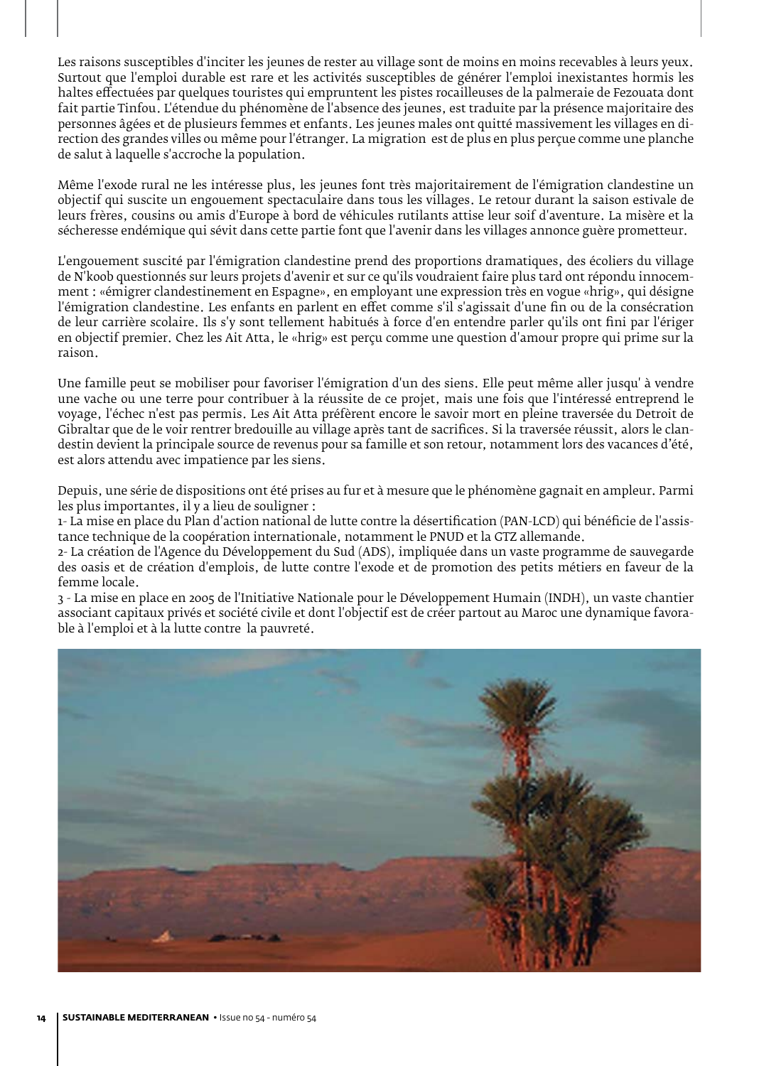Les raisons susceptibles d'inciter les jeunes de rester au village sont de moins en moins recevables à leurs yeux. Surtout que l'emploi durable est rare et les activités susceptibles de générer l'emploi inexistantes hormis les haltes effectuées par quelques touristes qui empruntent les pistes rocailleuses de la palmeraie de Fezouata dont fait partie Tinfou. L'étendue du phénomène de l'absence des jeunes, est traduite par la présence majoritaire des personnes âgées et de plusieurs femmes et enfants. Les jeunes males ont quitté massivement les villages en direction des grandes villes ou même pour l'étranger. La migration est de plus en plus perçue comme une planche de salut à laquelle s'accroche la population.

Même l'exode rural ne les intéresse plus, les jeunes font très majoritairement de l'émigration clandestine un objectif qui suscite un engouement spectaculaire dans tous les villages. Le retour durant la saison estivale de leurs frères, cousins ou amis d'Europe à bord de véhicules rutilants attise leur soif d'aventure. La misère et la sécheresse endémique qui sévit dans cette partie font que l'avenir dans les villages annonce guère prometteur.

L'engouement suscité par l'émigration clandestine prend des proportions dramatiques, des écoliers du village de N'koob questionnés sur leurs projets d'avenir et sur ce qu'ils voudraient faire plus tard ont répondu innocemment : «émigrer clandestinement en Espagne», en employant une expression très en vogue «hrig», qui désigne l'émigration clandestine. Les enfants en parlent en effet comme s'il s'agissait d'une fin ou de la consécration de leur carrière scolaire. Ils s'y sont tellement habitués à force d'en entendre parler qu'ils ont fini par l'ériger en objectif premier. Chez les Ait Atta, le «hrig» est perçu comme une question d'amour propre qui prime sur la raison.

Une famille peut se mobiliser pour favoriser l'émigration d'un des siens. Elle peut même aller jusqu' à vendre une vache ou une terre pour contribuer à la réussite de ce projet, mais une fois que l'intéressé entreprend le voyage, l'échec n'est pas permis. Les Ait Atta préfèrent encore le savoir mort en pleine traversée du Detroit de Gibraltar que de le voir rentrer bredouille au village après tant de sacrifices. Si la traversée réussit, alors le clandestin devient la principale source de revenus pour sa famille et son retour, notamment lors des vacances d'été, est alors attendu avec impatience par les siens.

Depuis, une série de dispositions ont été prises au fur et à mesure que le phénomène gagnait en ampleur. Parmi les plus importantes, il y a lieu de souligner :

1- La mise en place du Plan d'action national de lutte contre la désertification (PAN-LCD) qui bénéficie de l'assistance technique de la coopération internationale, notamment le PNUD et la GTZ allemande.

2- La création de l'Agence du Développement du Sud (ADS), impliquée dans un vaste programme de sauvegarde des oasis et de création d'emplois, de lutte contre l'exode et de promotion des petits métiers en faveur de la femme locale.

3 - La mise en place en 2005 de l'Initiative Nationale pour le Développement Humain (INDH), un vaste chantier associant capitaux privés et société civile et dont l'objectif est de créer partout au Maroc une dynamique favorable à l'emploi et à la lutte contre la pauvreté.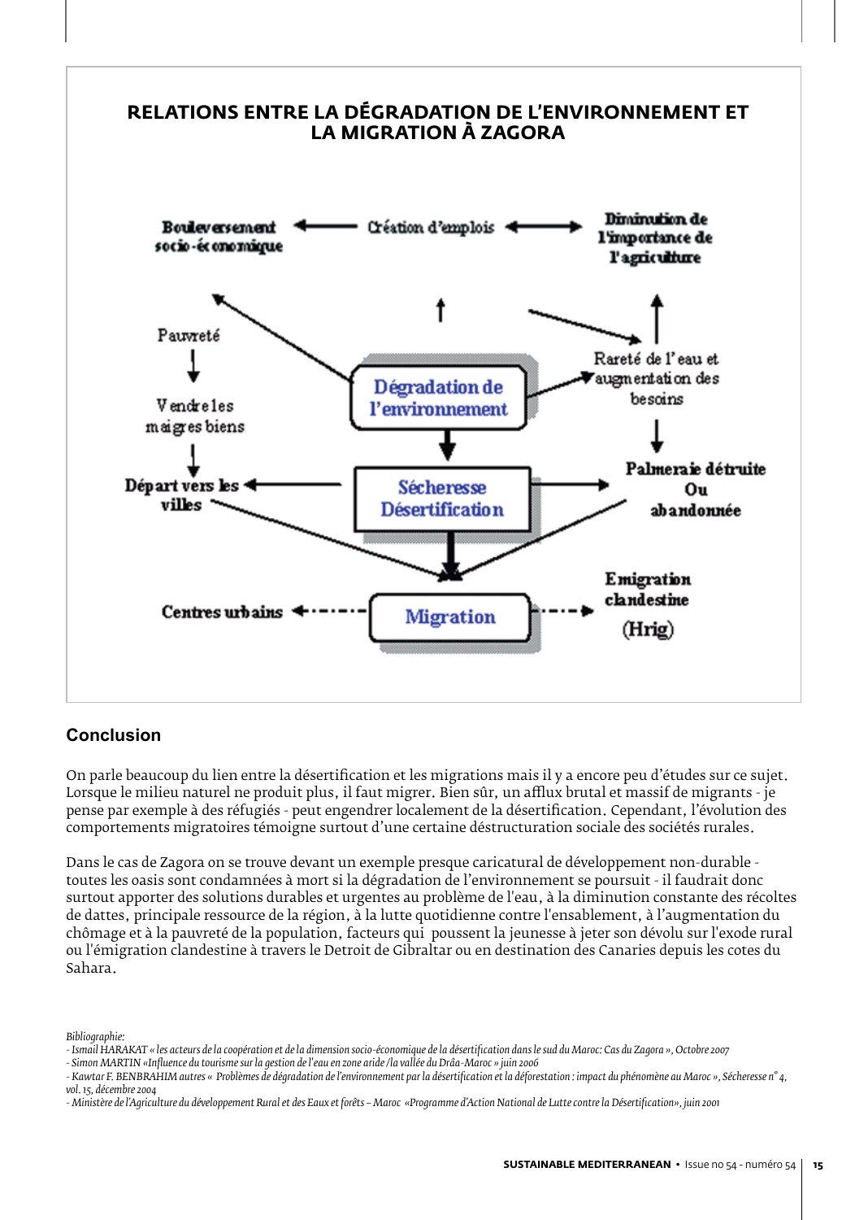**RELATIONS ENTRE LA DÉGRADATION DE L'ENVIRONNEMENT ET LA MIGRATION À ZAGORA**

Bouleversement socio-économique — Création d'emplois — Diminution de l'importance de l'agriculture

Pauvreté → Vendre les maigres biens → Départ vers les villes

Dégradation de l'environnement — Rareté de l'eau et augmentation des besoins

Sécheresse Désertification — Palmeraie détruite Ou abandonnée

Centres urbains ← Migration → Emigration clandestine (Hrig)

## Conclusion

On parle beaucoup du lien entre la désertification et les migrations mais il y a encore peu d'études sur ce sujet. Lorsque le milieu naturel ne produit plus, il faut migrer. Bien sûr, un afflux brutal et massif de migrants - je pense par exemple à des réfugiés - peut engendrer localement de la désertification. Cependant, l'évolution des comportements migratoires témoigne surtout d'une certaine déstructuration sociale des sociétés rurales.

Dans le cas de Zagora on se trouve devant un exemple presque caricatural de développement non-durable - toutes les oasis sont condamnées à mort si la dégradation de l'environnement se poursuit - il faudrait donc surtout apporter des solutions durables et urgentes au problème de l'eau, à la diminution constante des récoltes de dattes, principale ressource de la région, à la lutte quotidienne contre l'ensablement, à l'augmentation du chômage et à la pauvreté de la population, facteurs qui poussent la jeunesse à jeter son dévolu sur l'exode rural ou l'émigration clandestine à travers le Detroit de Gibraltar ou en destination des Canaries depuis les cotes du Sahara.

*Bibliographie:*

*- Ismail HARAKAT « les acteurs de la coopération et de la dimension socio-économique de la désertification dans le sud du Maroc: Cas du Zagora », Octobre 2007*

*- Simon MARTIN «Influence du tourisme sur la gestion de l'eau en zone aride /la vallée du Drâa-Maroc » juin 2006*

*- Kawtar F. BENBRAHIM autres « Problèmes de dégradation de l'environnement par la désertification et la déforestation : impact du phénomène au Maroc », Sécheresse n° 4, vol. 15, décembre 2004*

*- Ministère de l'Agriculture du développement Rural et des Eaux et forêts – Maroc «Programme d'Action National de Lutte contre la Désertification», juin 2001*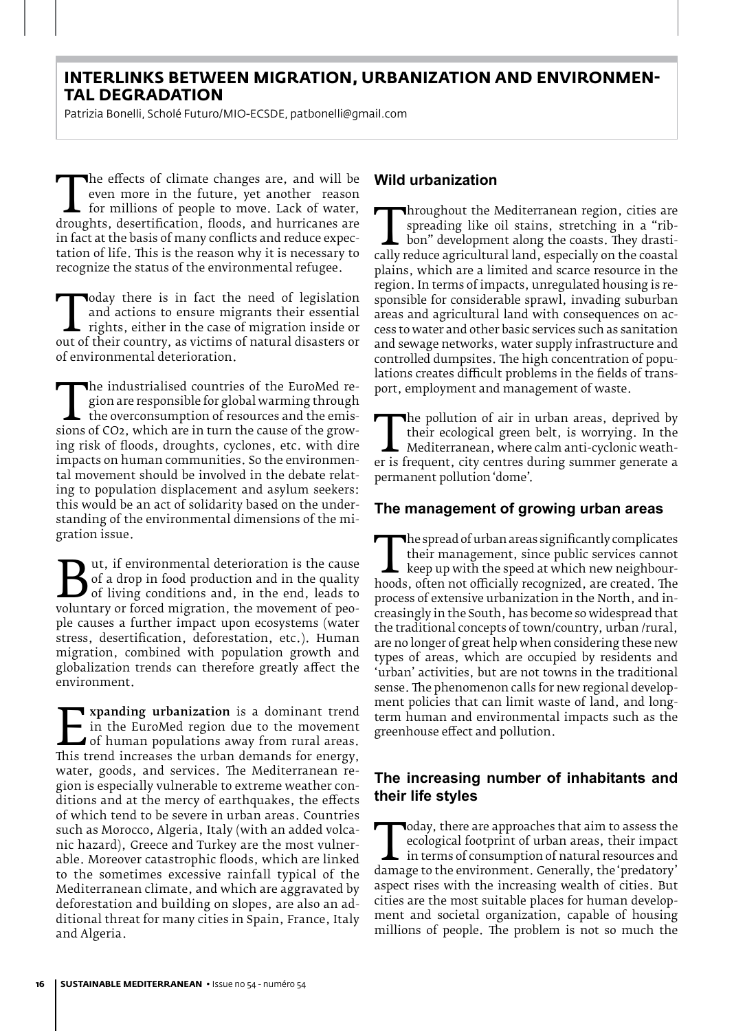# INTERLINKS BETWEEN MIGRATION, URBANIZATION AND ENVIRONMENTAL DEGRADATION

Patrizia Bonelli, Scholé Futuro/MIO-ECSDE, patbonelli@gmail.com

The effects of climate changes are, and will be even more in the future, yet another reason for millions of people to move. Lack of water, droughts, desertification, floods, and hurricanes are in fact at the basis of many conflicts and reduce expectation of life. This is the reason why it is necessary to recognize the status of the environmental refugee.

Today there is in fact the need of legislation and actions to ensure migrants their essential rights, either in the case of migration inside or out of their country, as victims of natural disasters or of environmental deterioration.

The industrialised countries of the EuroMed region are responsible for global warming through the overconsumption of resources and the emissions of $CO_2$, which are in turn the cause of the growing risk of floods, droughts, cyclones, etc. with dire impacts on human communities. So the environmental movement should be involved in the debate relating to population displacement and asylum seekers: this would be an act of solidarity based on the understanding of the environmental dimensions of the migration issue.

But, if environmental deterioration is the cause of a drop in food production and in the quality of living conditions and, in the end, leads to voluntary or forced migration, the movement of people causes a further impact upon ecosystems (water stress, desertification, deforestation, etc.). Human migration, combined with population growth and globalization trends can therefore greatly affect the environment.

**Expanding urbanization** is a dominant trend in the EuroMed region due to the movement of human populations away from rural areas. This trend increases the urban demands for energy, water, goods, and services. The Mediterranean region is especially vulnerable to extreme weather conditions and at the mercy of earthquakes, the effects of which tend to be severe in urban areas. Countries such as Morocco, Algeria, Italy (with an added volcanic hazard), Greece and Turkey are the most vulnerable. Moreover catastrophic floods, which are linked to the sometimes excessive rainfall typical of the Mediterranean climate, and which are aggravated by deforestation and building on slopes, are also an additional threat for many cities in Spain, France, Italy and Algeria.

## Wild urbanization

Throughout the Mediterranean region, cities are spreading like oil stains, stretching in a "ribbon" development along the coasts. They drastically reduce agricultural land, especially on the coastal plains, which are a limited and scarce resource in the region. In terms of impacts, unregulated housing is responsible for considerable sprawl, invading suburban areas and agricultural land with consequences on access to water and other basic services such as sanitation and sewage networks, water supply infrastructure and controlled dumpsites. The high concentration of populations creates difficult problems in the fields of transport, employment and management of waste.

The pollution of air in urban areas, deprived by their ecological green belt, is worrying. In the Mediterranean, where calm anti-cyclonic weather is frequent, city centres during summer generate a permanent pollution 'dome'.

## The management of growing urban areas

The spread of urban areas significantly complicates their management, since public services cannot keep up with the speed at which new neighbourhoods, often not officially recognized, are created. The process of extensive urbanization in the North, and increasingly in the South, has become so widespread that the traditional concepts of town/country, urban /rural, are no longer of great help when considering these new types of areas, which are occupied by residents and 'urban' activities, but are not towns in the traditional sense. The phenomenon calls for new regional development policies that can limit waste of land, and long-term human and environmental impacts such as the greenhouse effect and pollution.

## The increasing number of inhabitants and their life styles

Today, there are approaches that aim to assess the ecological footprint of urban areas, their impact in terms of consumption of natural resources and damage to the environment. Generally, the 'predatory' aspect rises with the increasing wealth of cities. But cities are the most suitable places for human development and societal organization, capable of housing millions of people. The problem is not so much the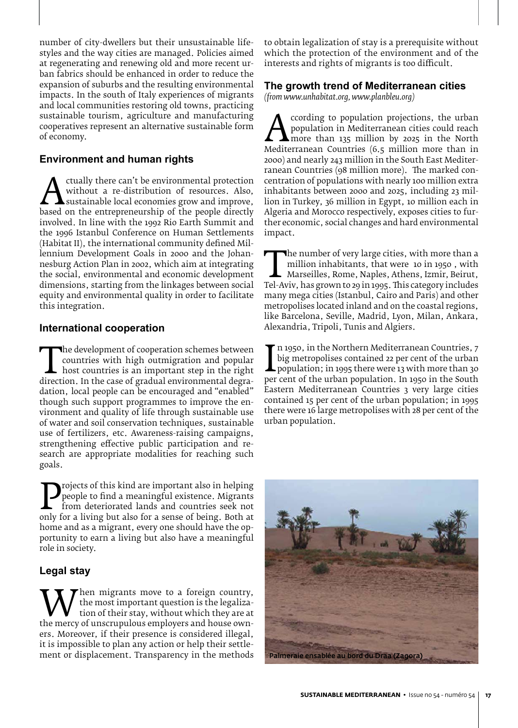number of city-dwellers but their unsustainable lifestyles and the way cities are managed. Policies aimed at regenerating and renewing old and more recent urban fabrics should be enhanced in order to reduce the expansion of suburbs and the resulting environmental impacts. In the south of Italy experiences of migrants and local communities restoring old towns, practicing sustainable tourism, agriculture and manufacturing cooperatives represent an alternative sustainable form of economy.

### Environment and human rights

Actually there can't be environmental protection without a re-distribution of resources. Also, sustainable local economies grow and improve, based on the entrepreneurship of the people directly involved. In line with the 1992 Rio Earth Summit and the 1996 Istanbul Conference on Human Settlements (Habitat II), the international community defined Millennium Development Goals in 2000 and the Johannesburg Action Plan in 2002, which aim at integrating the social, environmental and economic development dimensions, starting from the linkages between social equity and environmental quality in order to facilitate this integration.

### International cooperation

The development of cooperation schemes between countries with high outmigration and popular host countries is an important step in the right direction. In the case of gradual environmental degradation, local people can be encouraged and "enabled" though such support programmes to improve the environment and quality of life through sustainable use of water and soil conservation techniques, sustainable use of fertilizers, etc. Awareness-raising campaigns, strengthening effective public participation and research are appropriate modalities for reaching such goals.

Projects of this kind are important also in helping people to find a meaningful existence. Migrants from deteriorated lands and countries seek not only for a living but also for a sense of being. Both at home and as a migrant, every one should have the opportunity to earn a living but also have a meaningful role in society.

### Legal stay

When migrants move to a foreign country, the most important question is the legalization of their stay, without which they are at the mercy of unscrupulous employers and house owners. Moreover, if their presence is considered illegal, it is impossible to plan any action or help their settlement or displacement. Transparency in the methods to obtain legalization of stay is a prerequisite without which the protection of the environment and of the interests and rights of migrants is too difficult.

### The growth trend of Mediterranean cities

*(from www.unhabitat.org, www.planbleu.org)*

According to population projections, the urban population in Mediterranean cities could reach more than 135 million by 2025 in the North Mediterranean Countries (6.5 million more than in 2000) and nearly 243 million in the South East Mediterranean Countries (98 million more). The marked concentration of populations with nearly 100 million extra inhabitants between 2000 and 2025, including 23 million in Turkey, 36 million in Egypt, 10 million each in Algeria and Morocco respectively, exposes cities to further economic, social changes and hard environmental impact.

The number of very large cities, with more than a million inhabitants, that were 10 in 1950 , with Marseilles, Rome, Naples, Athens, Izmir, Beirut, Tel-Aviv, has grown to 29 in 1995. This category includes many mega cities (Istanbul, Cairo and Paris) and other metropolises located inland and on the coastal regions, like Barcelona, Seville, Madrid, Lyon, Milan, Ankara, Alexandria, Tripoli, Tunis and Algiers.

In 1950, in the Northern Mediterranean Countries, 7 big metropolises contained 22 per cent of the urban population; in 1995 there were 13 with more than 30 per cent of the urban population. In 1950 in the South Eastern Mediterranean Countries 3 very large cities contained 15 per cent of the urban population; in 1995 there were 16 large metropolises with 28 per cent of the urban population.

Palmeraie ensablée au bord du Draa (Zagora)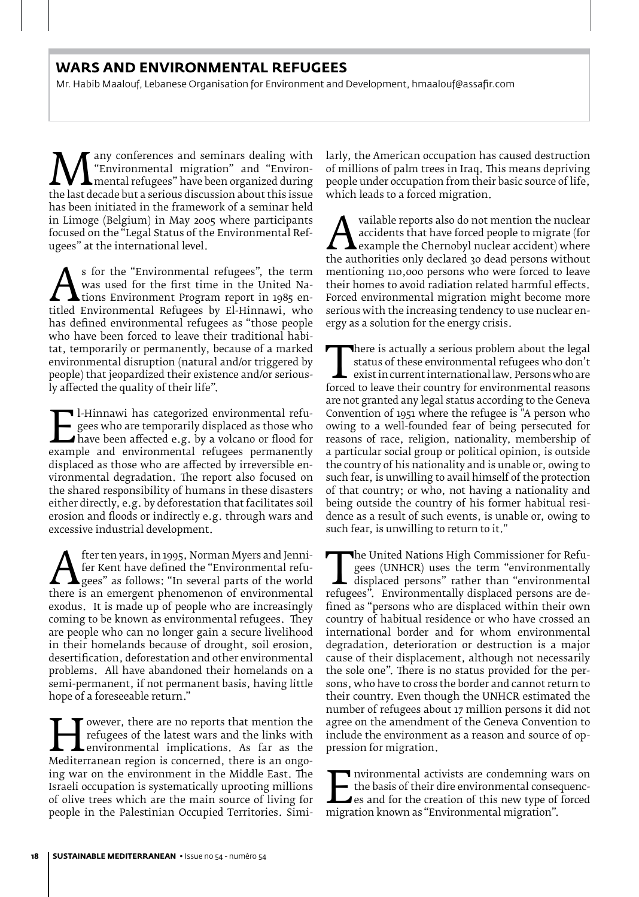## WARS AND ENVIRONMENTAL REFUGEES

Mr. Habib Maalouf, Lebanese Organisation for Environment and Development, hmaalouf@assafir.com

Many conferences and seminars dealing with "Environmental migration" and "Environmental refugees" have been organized during the last decade but a serious discussion about this issue has been initiated in the framework of a seminar held in Limoge (Belgium) in May 2005 where participants focused on the "Legal Status of the Environmental Refugees" at the international level.

As for the "Environmental refugees", the term was used for the first time in the United Nations Environment Program report in 1985 entitled Environmental Refugees by El-Hinnawi, who has defined environmental refugees as "those people who have been forced to leave their traditional habitat, temporarily or permanently, because of a marked environmental disruption (natural and/or triggered by people) that jeopardized their existence and/or seriously affected the quality of their life".

El-Hinnawi has categorized environmental refugees who are temporarily displaced as those who have been affected e.g. by a volcano or flood for example and environmental refugees permanently displaced as those who are affected by irreversible environmental degradation. The report also focused on the shared responsibility of humans in these disasters either directly, e.g. by deforestation that facilitates soil erosion and floods or indirectly e.g. through wars and excessive industrial development.

After ten years, in 1995, Norman Myers and Jennifer Kent have defined the "Environmental refugees" as follows: "In several parts of the world there is an emergent phenomenon of environmental exodus. It is made up of people who are increasingly coming to be known as environmental refugees. They are people who can no longer gain a secure livelihood in their homelands because of drought, soil erosion, desertification, deforestation and other environmental problems. All have abandoned their homelands on a semi-permanent, if not permanent basis, having little hope of a foreseeable return."

However, there are no reports that mention the refugees of the latest wars and the links with environmental implications. As far as the Mediterranean region is concerned, there is an ongoing war on the environment in the Middle East. The Israeli occupation is systematically uprooting millions of olive trees which are the main source of living for people in the Palestinian Occupied Territories. Similarly, the American occupation has caused destruction of millions of palm trees in Iraq. This means depriving people under occupation from their basic source of life, which leads to a forced migration.

Available reports also do not mention the nuclear accidents that have forced people to migrate (for example the Chernobyl nuclear accident) where the authorities only declared 30 dead persons without mentioning 110,000 persons who were forced to leave their homes to avoid radiation related harmful effects. Forced environmental migration might become more serious with the increasing tendency to use nuclear energy as a solution for the energy crisis.

There is actually a serious problem about the legal status of these environmental refugees who don't exist in current international law. Persons who are forced to leave their country for environmental reasons are not granted any legal status according to the Geneva Convention of 1951 where the refugee is "A person who owing to a well-founded fear of being persecuted for reasons of race, religion, nationality, membership of a particular social group or political opinion, is outside the country of his nationality and is unable or, owing to such fear, is unwilling to avail himself of the protection of that country; or who, not having a nationality and being outside the country of his former habitual residence as a result of such events, is unable or, owing to such fear, is unwilling to return to it."

The United Nations High Commissioner for Refugees (UNHCR) uses the term "environmentally displaced persons" rather than "environmental refugees". Environmentally displaced persons are defined as "persons who are displaced within their own country of habitual residence or who have crossed an international border and for whom environmental degradation, deterioration or destruction is a major cause of their displacement, although not necessarily the sole one". There is no status provided for the persons, who have to cross the border and cannot return to their country. Even though the UNHCR estimated the number of refugees about 17 million persons it did not agree on the amendment of the Geneva Convention to include the environment as a reason and source of oppression for migration.

Environmental activists are condemning wars on the basis of their dire environmental consequences and for the creation of this new type of forced migration known as "Environmental migration".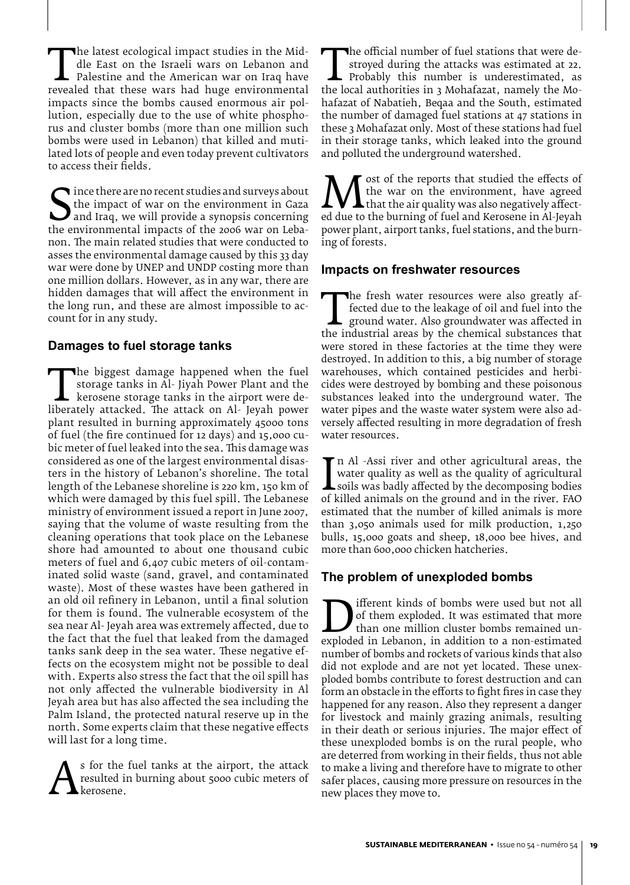The latest ecological impact studies in the Middle East on the Israeli wars on Lebanon and Palestine and the American war on Iraq have revealed that these wars had huge environmental impacts since the bombs caused enormous air pollution, especially due to the use of white phosphorus and cluster bombs (more than one million such bombs were used in Lebanon) that killed and mutilated lots of people and even today prevent cultivators to access their fields.

Since there are no recent studies and surveys about the impact of war on the environment in Gaza and Iraq, we will provide a synopsis concerning the environmental impacts of the 2006 war on Lebanon. The main related studies that were conducted to asses the environmental damage caused by this 33 day war were done by UNEP and UNDP costing more than one million dollars. However, as in any war, there are hidden damages that will affect the environment in the long run, and these are almost impossible to account for in any study.

## Damages to fuel storage tanks

The biggest damage happened when the fuel storage tanks in Al- Jiyah Power Plant and the kerosene storage tanks in the airport were deliberately attacked. The attack on Al- Jeyah power plant resulted in burning approximately 45000 tons of fuel (the fire continued for 12 days) and 15,000 cubic meter of fuel leaked into the sea. This damage was considered as one of the largest environmental disasters in the history of Lebanon's shoreline. The total length of the Lebanese shoreline is 220 km, 150 km of which were damaged by this fuel spill. The Lebanese ministry of environment issued a report in June 2007, saying that the volume of waste resulting from the cleaning operations that took place on the Lebanese shore had amounted to about one thousand cubic meters of fuel and 6,407 cubic meters of oil-contaminated solid waste (sand, gravel, and contaminated waste). Most of these wastes have been gathered in an old oil refinery in Lebanon, until a final solution for them is found. The vulnerable ecosystem of the sea near Al- Jeyah area was extremely affected, due to the fact that the fuel that leaked from the damaged tanks sank deep in the sea water. These negative effects on the ecosystem might not be possible to deal with. Experts also stress the fact that the oil spill has not only affected the vulnerable biodiversity in Al Jeyah area but has also affected the sea including the Palm Island, the protected natural reserve up in the north. Some experts claim that these negative effects will last for a long time.

As for the fuel tanks at the airport, the attack resulted in burning about 5000 cubic meters of kerosene.

The official number of fuel stations that were destroyed during the attacks was estimated at 22. Probably this number is underestimated, as the local authorities in 3 Mohafazat, namely the Mohafazat of Nabatieh, Beqaa and the South, estimated the number of damaged fuel stations at 47 stations in these 3 Mohafazat only. Most of these stations had fuel in their storage tanks, which leaked into the ground and polluted the underground watershed.

Most of the reports that studied the effects of the war on the environment, have agreed that the air quality was also negatively affected due to the burning of fuel and Kerosene in Al-Jeyah power plant, airport tanks, fuel stations, and the burning of forests.

## Impacts on freshwater resources

The fresh water resources were also greatly affected due to the leakage of oil and fuel into the ground water. Also groundwater was affected in the industrial areas by the chemical substances that were stored in these factories at the time they were destroyed. In addition to this, a big number of storage warehouses, which contained pesticides and herbicides were destroyed by bombing and these poisonous substances leaked into the underground water. The water pipes and the waste water system were also adversely affected resulting in more degradation of fresh water resources.

In Al -Assi river and other agricultural areas, the water quality as well as the quality of agricultural soils was badly affected by the decomposing bodies of killed animals on the ground and in the river. FAO estimated that the number of killed animals is more than 3,050 animals used for milk production, 1,250 bulls, 15,000 goats and sheep, 18,000 bee hives, and more than 600,000 chicken hatcheries.

## The problem of unexploded bombs

Different kinds of bombs were used but not all of them exploded. It was estimated that more than one million cluster bombs remained unexploded in Lebanon, in addition to a non-estimated number of bombs and rockets of various kinds that also did not explode and are not yet located. These unexploded bombs contribute to forest destruction and can form an obstacle in the efforts to fight fires in case they happened for any reason. Also they represent a danger for livestock and mainly grazing animals, resulting in their death or serious injuries. The major effect of these unexploded bombs is on the rural people, who are deterred from working in their fields, thus not able to make a living and therefore have to migrate to other safer places, causing more pressure on resources in the new places they move to.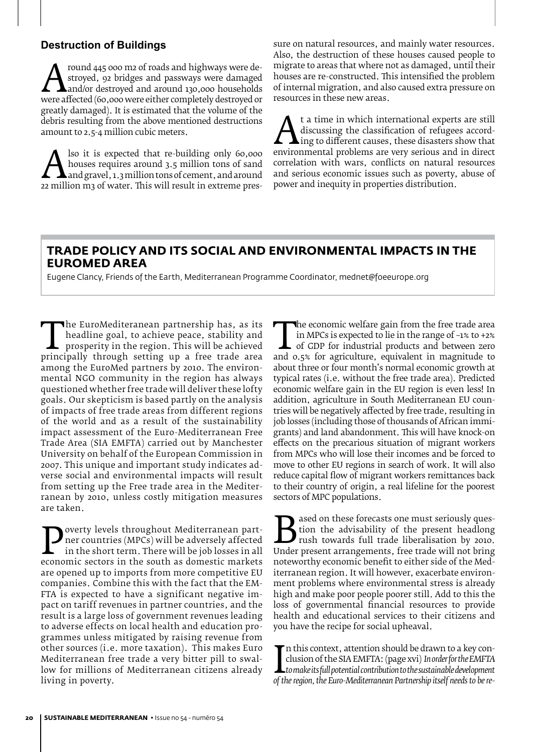## Destruction of Buildings

Around 445 000 m2 of roads and highways were destroyed, 92 bridges and passways were damaged and/or destroyed and around 130,000 households were affected (60,000 were either completely destroyed or greatly damaged). It is estimated that the volume of the debris resulting from the above mentioned destructions amount to 2.5-4 million cubic meters.

Also it is expected that re-building only 60,000 houses requires around 3.5 million tons of sand and gravel, 1.3 million tons of cement, and around 22 million m3 of water. This will result in extreme pressure on natural resources, and mainly water resources. Also, the destruction of these houses caused people to migrate to areas that where not as damaged, until their houses are re-constructed. This intensified the problem of internal migration, and also caused extra pressure on resources in these new areas.

At a time in which international experts are still discussing the classification of refugees according to different causes, these disasters show that environmental problems are very serious and in direct correlation with wars, conflicts on natural resources and serious economic issues such as poverty, abuse of power and inequity in properties distribution.

## TRADE POLICY AND ITS SOCIAL AND ENVIRONMENTAL IMPACTS IN THE EUROMED AREA

Eugene Clancy, Friends of the Earth, Mediterranean Programme Coordinator, mednet@foeeurope.org

The EuroMediteranean partnership has, as its headline goal, to achieve peace, stability and prosperity in the region. This will be achieved principally through setting up a free trade area among the EuroMed partners by 2010. The environmental NGO community in the region has always questioned whether free trade will deliver these lofty goals. Our skepticism is based partly on the analysis of impacts of free trade areas from different regions of the world and as a result of the sustainability impact assessment of the Euro-Mediterranean Free Trade Area (SIA EMFTA) carried out by Manchester University on behalf of the European Commission in 2007. This unique and important study indicates adverse social and environmental impacts will result from setting up the Free trade area in the Mediterranean by 2010, unless costly mitigation measures are taken.

Poverty levels throughout Mediterranean partner countries (MPCs) will be adversely affected in the short term. There will be job losses in all economic sectors in the south as domestic markets are opened up to imports from more competitive EU companies. Combine this with the fact that the EMFTA is expected to have a significant negative impact on tariff revenues in partner countries, and the result is a large loss of government revenues leading to adverse effects on local health and education programmes unless mitigated by raising revenue from other sources (i.e. more taxation). This makes Euro Mediterranean free trade a very bitter pill to swallow for millions of Mediterranean citizens already living in poverty.

The economic welfare gain from the free trade area in MPCs is expected to lie in the range of -1% to +2% of GDP for industrial products and between zero and 0.5% for agriculture, equivalent in magnitude to about three or four month's normal economic growth at typical rates (i.e. without the free trade area). Predicted economic welfare gain in the EU region is even less! In addition, agriculture in South Mediterranean EU countries will be negatively affected by free trade, resulting in job losses (including those of thousands of African immigrants) and land abandonment. This will have knock-on effects on the precarious situation of migrant workers from MPCs who will lose their incomes and be forced to move to other EU regions in search of work. It will also reduce capital flow of migrant workers remittances back to their country of origin, a real lifeline for the poorest sectors of MPC populations.

Based on these forecasts one must seriously question the advisability of the present headlong rush towards full trade liberalisation by 2010. Under present arrangements, free trade will not bring noteworthy economic benefit to either side of the Mediterranean region. It will however, exacerbate environment problems where environmental stress is already high and make poor people poorer still. Add to this the loss of governmental financial resources to provide health and educational services to their citizens and you have the recipe for social upheaval.

In this context, attention should be drawn to a key conclusion of the SIA EMFTA: (page xvi) *In order for the EMFTA to make its full potential contribution to the sustainable development of the region, the Euro-Mediterranean Partnership itself needs to be re-*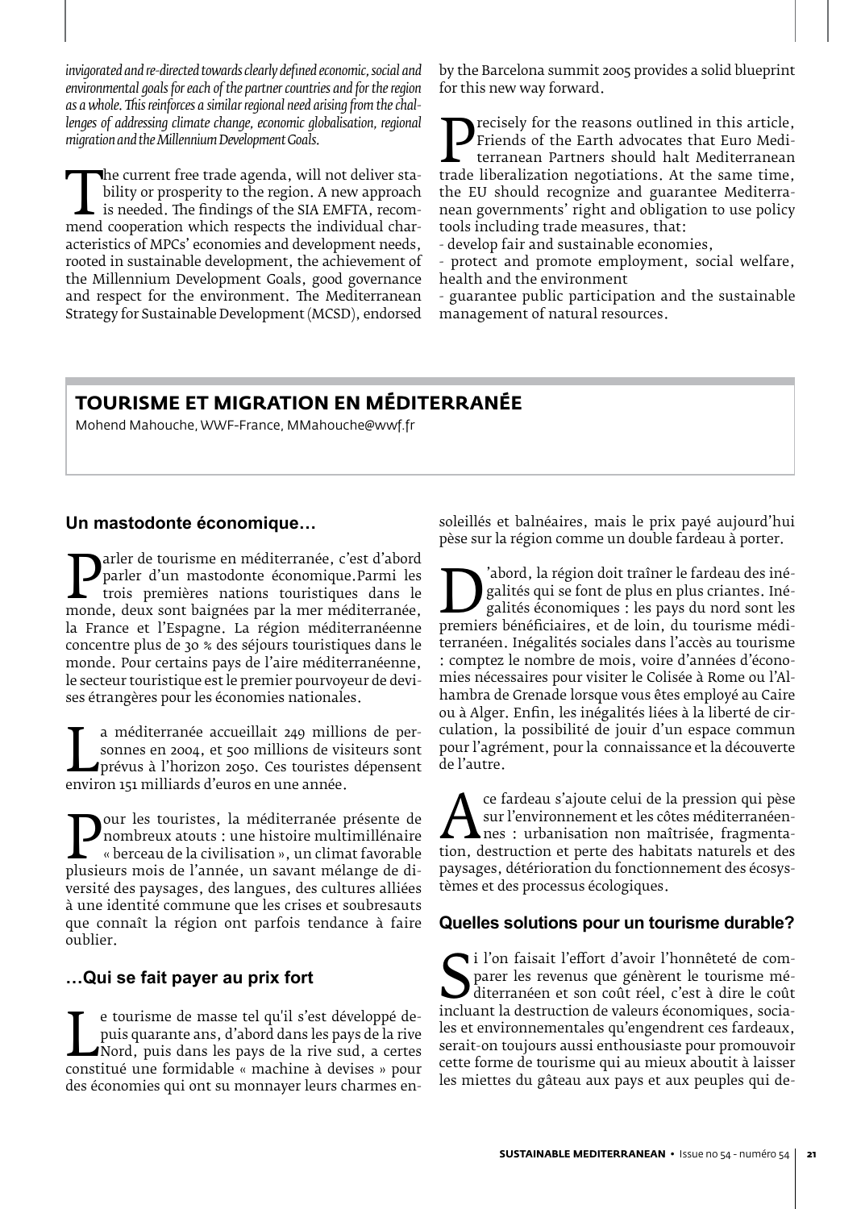*invigorated and re-directed towards clearly defined economic, social and environmental goals for each of the partner countries and for the region as a whole. This reinforces a similar regional need arising from the challenges of addressing climate change, economic globalisation, regional migration and the Millennium Development Goals.*

The current free trade agenda, will not deliver stability or prosperity to the region. A new approach is needed. The findings of the SIA EMFTA, recommend cooperation which respects the individual characteristics of MPCs' economies and development needs, rooted in sustainable development, the achievement of the Millennium Development Goals, good governance and respect for the environment. The Mediterranean Strategy for Sustainable Development (MCSD), endorsed by the Barcelona summit 2005 provides a solid blueprint for this new way forward.

Precisely for the reasons outlined in this article, Friends of the Earth advocates that Euro Mediterranean Partners should halt Mediterranean trade liberalization negotiations. At the same time, the EU should recognize and guarantee Mediterranean governments' right and obligation to use policy tools including trade measures, that:

- develop fair and sustainable economies,
- protect and promote employment, social welfare, health and the environment
- guarantee public participation and the sustainable management of natural resources.

# TOURISME ET MIGRATION EN MÉDITERRANÉE

Mohend Mahouche, WWF-France, MMahouche@wwf.fr

## Un mastodonte économique…

Parler de tourisme en méditerranée, c'est d'abord parler d'un mastodonte économique.Parmi les trois premières nations touristiques dans le monde, deux sont baignées par la mer méditerranée, la France et l'Espagne. La région méditerranéenne concentre plus de 30 % des séjours touristiques dans le monde. Pour certains pays de l'aire méditerranéenne, le secteur touristique est le premier pourvoyeur de devises étrangères pour les économies nationales.

La méditerranée accueillait 249 millions de personnes en 2004, et 500 millions de visiteurs sont prévus à l'horizon 2050. Ces touristes dépensent environ 151 milliards d'euros en une année.

Pour les touristes, la méditerranée présente de nombreux atouts : une histoire multimillénaire « berceau de la civilisation », un climat favorable plusieurs mois de l'année, un savant mélange de diversité des paysages, des langues, des cultures alliées à une identité commune que les crises et soubresauts que connaît la région ont parfois tendance à faire oublier.

## …Qui se fait payer au prix fort

Le tourisme de masse tel qu'il s'est développé depuis quarante ans, d'abord dans les pays de la rive Nord, puis dans les pays de la rive sud, a certes constitué une formidable « machine à devises » pour des économies qui ont su monnayer leurs charmes ensoleillés et balnéaires, mais le prix payé aujourd'hui pèse sur la région comme un double fardeau à porter.

D'abord, la région doit traîner le fardeau des inégalités qui se font de plus en plus criantes. Inégalités économiques : les pays du nord sont les premiers bénéficiaires, et de loin, du tourisme méditerranéen. Inégalités sociales dans l'accès au tourisme : comptez le nombre de mois, voire d'années d'économies nécessaires pour visiter le Colisée à Rome ou l'Alhambra de Grenade lorsque vous êtes employé au Caire ou à Alger. Enfin, les inégalités liées à la liberté de circulation, la possibilité de jouir d'un espace commun pour l'agrément, pour la connaissance et la découverte de l'autre.

A ce fardeau s'ajoute celui de la pression qui pèse sur l'environnement et les côtes méditerranéennes : urbanisation non maîtrisée, fragmentation, destruction et perte des habitats naturels et des paysages, détérioration du fonctionnement des écosystèmes et des processus écologiques.

## Quelles solutions pour un tourisme durable?

Si l'on faisait l'effort d'avoir l'honnêteté de comparer les revenus que génèrent le tourisme méditerranéen et son coût réel, c'est à dire le coût incluant la destruction de valeurs économiques, sociales et environnementales qu'engendrent ces fardeaux, serait-on toujours aussi enthousiaste pour promouvoir cette forme de tourisme qui au mieux aboutit à laisser les miettes du gâteau aux pays et aux peuples qui de-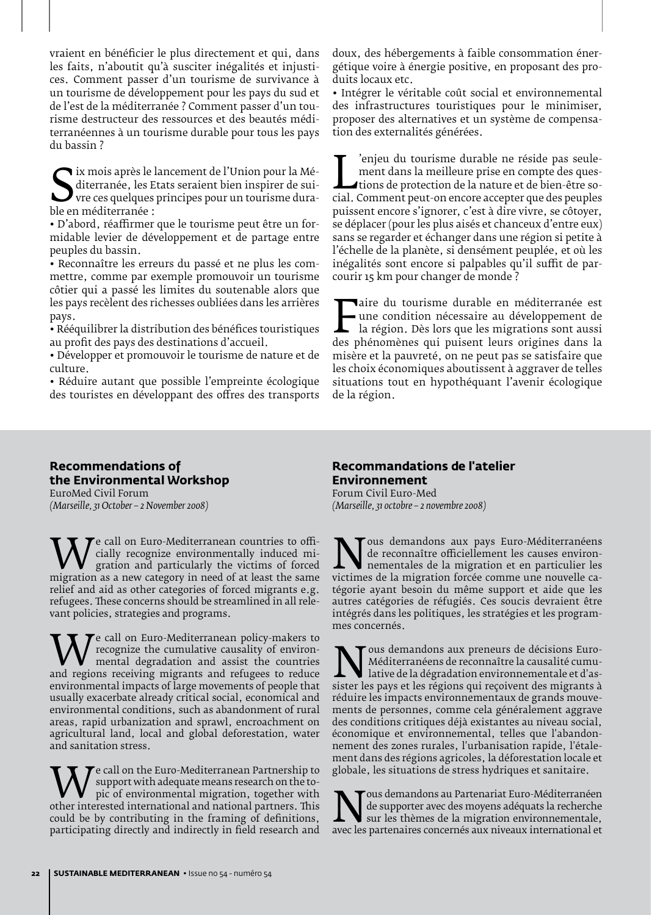vraient en bénéficier le plus directement et qui, dans les faits, n'aboutit qu'à susciter inégalités et injustices. Comment passer d'un tourisme de survivance à un tourisme de développement pour les pays du sud et de l'est de la méditerranée ? Comment passer d'un tourisme destructeur des ressources et des beautés méditerranéennes à un tourisme durable pour tous les pays du bassin ?

Six mois après le lancement de l'Union pour la Méditerranée, les Etats seraient bien inspirer de suivre ces quelques principes pour un tourisme durable en méditerranée :

- D'abord, réaffirmer que le tourisme peut être un formidable levier de développement et de partage entre peuples du bassin.
- Reconnaître les erreurs du passé et ne plus les commettre, comme par exemple promouvoir un tourisme côtier qui a passé les limites du soutenable alors que les pays recèlent des richesses oubliées dans les arrières pays.
- Rééquilibrer la distribution des bénéfices touristiques au profit des pays des destinations d'accueil.
- Développer et promouvoir le tourisme de nature et de culture.
- Réduire autant que possible l'empreinte écologique des touristes en développant des offres des transports doux, des hébergements à faible consommation énergétique voire à énergie positive, en proposant des produits locaux etc.
- Intégrer le véritable coût social et environnemental des infrastructures touristiques pour le minimiser, proposer des alternatives et un système de compensation des externalités générées.

L'enjeu du tourisme durable ne réside pas seulement dans la meilleure prise en compte des questions de protection de la nature et de bien-être social. Comment peut-on encore accepter que des peuples puissent encore s'ignorer, c'est à dire vivre, se côtoyer, se déplacer (pour les plus aisés et chanceux d'entre eux) sans se regarder et échanger dans une région si petite à l'échelle de la planète, si densément peuplée, et où les inégalités sont encore si palpables qu'il suffit de parcourir 15 km pour changer de monde ?

Faire du tourisme durable en méditerranée est une condition nécessaire au développement de la région. Dès lors que les migrations sont aussi des phénomènes qui puisent leurs origines dans la misère et la pauvreté, on ne peut pas se satisfaire que les choix économiques aboutissent à aggraver de telles situations tout en hypothéquant l'avenir écologique de la région.

## Recommendations of the Environmental Workshop

EuroMed Civil Forum
*(Marseille, 31 October – 2 November 2008)*

We call on Euro-Mediterranean countries to officially recognize environmentally induced migration and particularly the victims of forced migration as a new category in need of at least the same relief and aid as other categories of forced migrants e.g. refugees. These concerns should be streamlined in all relevant policies, strategies and programs.

We call on Euro-Mediterranean policy-makers to recognize the cumulative causality of environmental degradation and assist the countries and regions receiving migrants and refugees to reduce environmental impacts of large movements of people that usually exacerbate already critical social, economical and environmental conditions, such as abandonment of rural areas, rapid urbanization and sprawl, encroachment on agricultural land, local and global deforestation, water and sanitation stress.

We call on the Euro-Mediterranean Partnership to support with adequate means research on the topic of environmental migration, together with other interested international and national partners. This could be by contributing in the framing of definitions, participating directly and indirectly in field research and

## Recommandations de l'atelier Environnement

Forum Civil Euro-Med
*(Marseille, 31 octobre – 2 novembre 2008)*

Nous demandons aux pays Euro-Méditerranéens de reconnaître officiellement les causes environnementales de la migration et en particulier les victimes de la migration forcée comme une nouvelle catégorie ayant besoin du même support et aide que les autres catégories de réfugiés. Ces soucis devraient être intégrés dans les politiques, les stratégies et les programmes concernés.

Nous demandons aux preneurs de décisions Euro-Méditerranéens de reconnaître la causalité cumulative de la dégradation environnementale et d'assister les pays et les régions qui reçoivent des migrants à réduire les impacts environnementaux de grands mouvements de personnes, comme cela généralement aggrave des conditions critiques déjà existantes au niveau social, économique et environnemental, telles que l'abandonnement des zones rurales, l'urbanisation rapide, l'étalement dans des régions agricoles, la déforestation locale et globale, les situations de stress hydriques et sanitaire.

Nous demandons au Partenariat Euro-Méditerranéen de supporter avec des moyens adéquats la recherche sur les thèmes de la migration environnementale, avec les partenaires concernés aux niveaux international et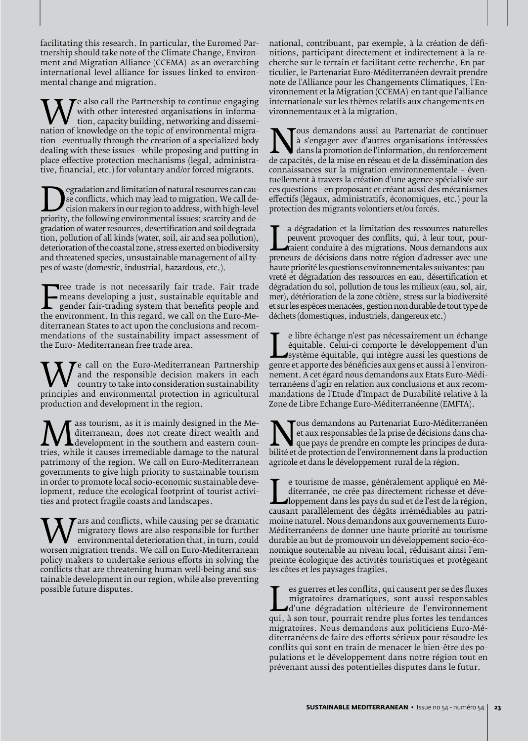facilitating this research. In particular, the Euromed Partnership should take note of the Climate Change, Environment and Migration Alliance (CCEMA) as an overarching international level alliance for issues linked to environmental change and migration.

We also call the Partnership to continue engaging with other interested organisations in information, capacity building, networking and dissemination of knowledge on the topic of environmental migration - eventually through the creation of a specialized body dealing with these issues - while proposing and putting in place effective protection mechanisms (legal, administrative, financial, etc.) for voluntary and/or forced migrants.

Degradation and limitation of natural resources can cause conflicts, which may lead to migration. We call decision makers in our region to address, with high-level priority, the following environmental issues: scarcity and degradation of water resources, desertification and soil degradation, pollution of all kinds (water, soil, air and sea pollution), deterioration of the coastal zone, stress exerted on biodiversity and threatened species, unsustainable management of all types of waste (domestic, industrial, hazardous, etc.).

Free trade is not necessarily fair trade. Fair trade means developing a just, sustainable equitable and gender fair-trading system that benefits people and the environment. In this regard, we call on the Euro-Mediterranean States to act upon the conclusions and recommendations of the sustainability impact assessment of the Euro- Mediterranean free trade area.

We call on the Euro-Mediterranean Partnership and the responsible decision makers in each country to take into consideration sustainability principles and environmental protection in agricultural production and development in the region.

Mass tourism, as it is mainly designed in the Mediterranean, does not create direct wealth and development in the southern and eastern countries, while it causes irremediable damage to the natural patrimony of the region. We call on Euro-Mediterranean governments to give high priority to sustainable tourism in order to promote local socio-economic sustainable development, reduce the ecological footprint of tourist activities and protect fragile coasts and landscapes.

Wars and conflicts, while causing per se dramatic migratory flows are also responsible for further environmental deterioration that, in turn, could worsen migration trends. We call on Euro-Mediterranean policy makers to undertake serious efforts in solving the conflicts that are threatening human well-being and sustainable development in our region, while also preventing possible future disputes.

national, contribuant, par exemple, à la création de définitions, participant directement et indirectement à la recherche sur le terrain et facilitant cette recherche. En particulier, le Partenariat Euro-Méditerranéen devrait prendre note de l'Alliance pour les Changements Climatiques, l'Environnement et la Migration (CCEMA) en tant que l'alliance internationale sur les thèmes relatifs aux changements environnementaux et à la migration.

Nous demandons aussi au Partenariat de continuer à s'engager avec d'autres organisations intéressées dans la promotion de l'information, du renforcement de capacités, de la mise en réseau et de la dissémination des connaissances sur la migration environnementale – éventuellement à travers la création d'une agence spécialisée sur ces questions – en proposant et créant aussi des mécanismes effectifs (légaux, administratifs, économiques, etc.) pour la protection des migrants volontiers et/ou forcés.

La dégradation et la limitation des ressources naturelles peuvent provoquer des conflits, qui, à leur tour, pourraient conduire à des migrations. Nous demandons aux preneurs de décisions dans notre région d'adresser avec une haute priorité les questions environnementales suivantes: pauvreté et dégradation des ressources en eau, désertification et dégradation du sol, pollution de tous les milieux (eau, sol, air, mer), détérioration de la zone côtière, stress sur la biodiversité et sur les espèces menacées, gestion non durable de tout type de déchets (domestiques, industriels, dangereux etc.)

Le libre échange n'est pas nécessairement un échange équitable. Celui-ci comporte le développement d'un système équitable, qui intègre aussi les questions de genre et apporte des bénéfices aux gens et aussi à l'environnement. A cet égard nous demandons aux Etats Euro-Méditerranéens d'agir en relation aux conclusions et aux recommandations de l'Etude d'Impact de Durabilité relative à la Zone de Libre Echange Euro-Méditerranéenne (EMFTA).

Nous demandons au Partenariat Euro-Méditerranéen et aux responsables de la prise de décisions dans chaque pays de prendre en compte les principes de durabilité et de protection de l'environnement dans la production agricole et dans le développement rural de la région.

Le tourisme de masse, généralement appliqué en Méditerranée, ne crée pas directement richesse et développement dans les pays du sud et de l'est de la région, causant parallèlement des dégâts irrémédiables au patrimoine naturel. Nous demandons aux gouvernements Euro-Méditerranéens de donner une haute priorité au tourisme durable au but de promouvoir un développement socio-économique soutenable au niveau local, réduisant ainsi l'empreinte écologique des activités touristiques et protégeant les côtes et les paysages fragiles.

Les guerres et les conflits, qui causent per se des fluxes migratoires dramatiques, sont aussi responsables d'une dégradation ultérieure de l'environnement qui, à son tour, pourrait rendre plus fortes les tendances migratoires. Nous demandons aux politiciens Euro-Méditerranéens de faire des efforts sérieux pour résoudre les conflits qui sont en train de menacer le bien-être des populations et le développement dans notre région tout en prévenant aussi des potentielles disputes dans le futur.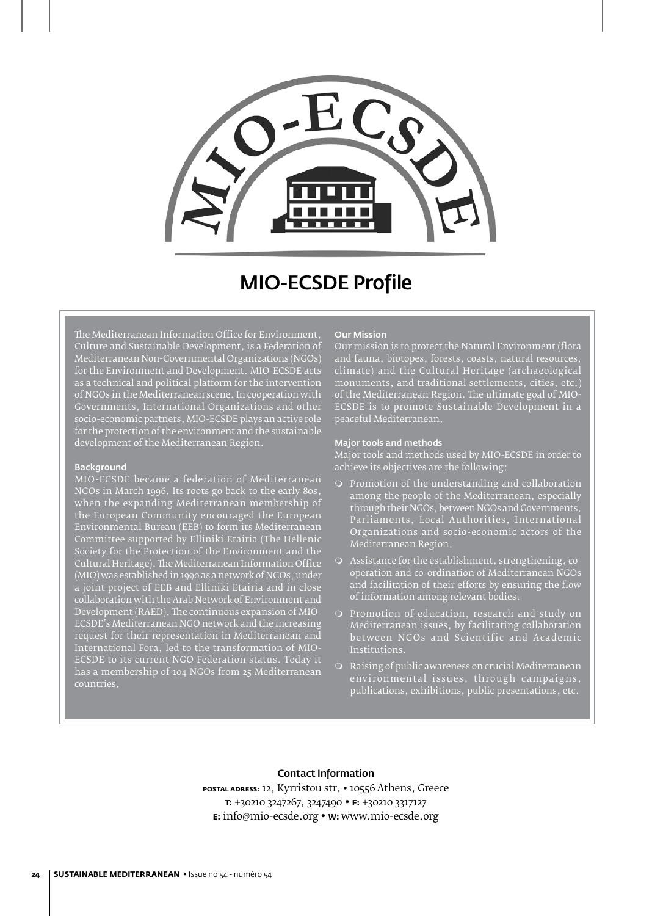# MIO-ECSDE Profile

The Mediterranean Information Office for Environment, Culture and Sustainable Development, is a Federation of Mediterranean Non-Governmental Organizations (NGOs) for the Environment and Development. MIO-ECSDE acts as a technical and political platform for the intervention of NGOs in the Mediterranean scene. In cooperation with Governments, International Organizations and other socio-economic partners, MIO-ECSDE plays an active role for the protection of the environment and the sustainable development of the Mediterranean Region.

### Background

MIO-ECSDE became a federation of Mediterranean NGOs in March 1996. Its roots go back to the early 80s, when the expanding Mediterranean membership of the European Community encouraged the European Environmental Bureau (EEB) to form its Mediterranean Committee supported by Elliniki Etairia (The Hellenic Society for the Protection of the Environment and the Cultural Heritage). The Mediterranean Information Office (MIO) was established in 1990 as a network of NGOs, under a joint project of EEB and Elliniki Etairia and in close collaboration with the Arab Network of Environment and Development (RAED). The continuous expansion of MIO-ECSDE's Mediterranean NGO network and the increasing request for their representation in Mediterranean and International Fora, led to the transformation of MIO-ECSDE to its current NGO Federation status. Today it has a membership of 104 NGOs from 25 Mediterranean countries.

### Our Mission

Our mission is to protect the Natural Environment (flora and fauna, biotopes, forests, coasts, natural resources, climate) and the Cultural Heritage (archaeological monuments, and traditional settlements, cities, etc.) of the Mediterranean Region. The ultimate goal of MIO-ECSDE is to promote Sustainable Development in a peaceful Mediterranean.

### Major tools and methods

Major tools and methods used by MIO-ECSDE in order to achieve its objectives are the following:

- Promotion of the understanding and collaboration among the people of the Mediterranean, especially through their NGOs, between NGOs and Governments, Parliaments, Local Authorities, International Organizations and socio-economic actors of the Mediterranean Region.
- Assistance for the establishment, strengthening, co-operation and co-ordination of Mediterranean NGOs and facilitation of their efforts by ensuring the flow of information among relevant bodies.
- Promotion of education, research and study on Mediterranean issues, by facilitating collaboration between NGOs and Scientific and Academic Institutions.
- Raising of public awareness on crucial Mediterranean environmental issues, through campaigns, publications, exhibitions, public presentations, etc.

### Contact Information

**POSTAL ADRESS:** 12, Kyrristou str. • 10556 Athens, Greece
**T:** +30210 3247267, 3247490 • **F:** +30210 3317127
**E:** info@mio-ecsde.org • **W:** www.mio-ecsde.org